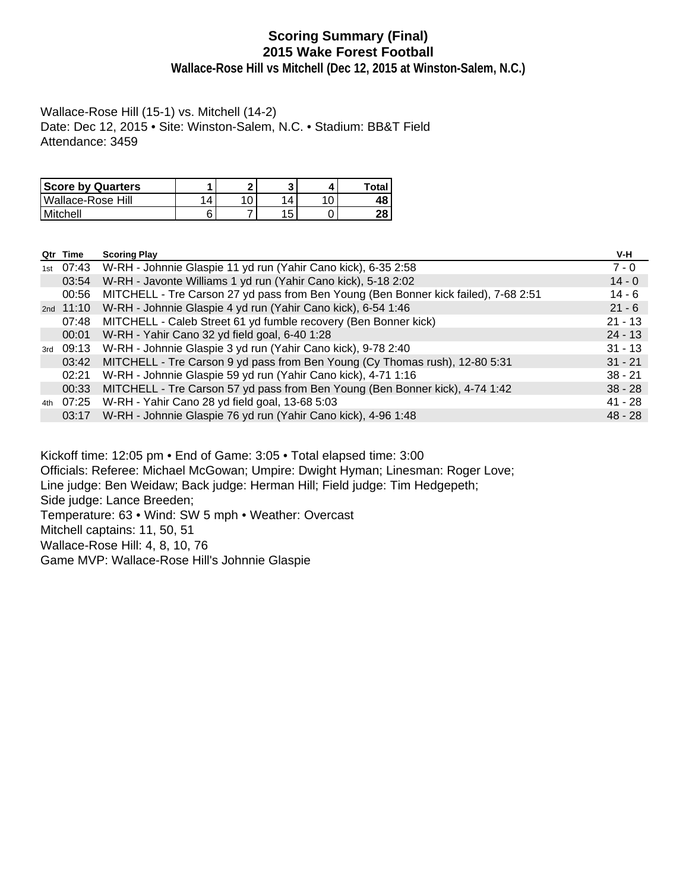# Scoring Summary (Final)
## 2015 Wake Forest Football
### Wallace-Rose Hill vs Mitchell (Dec 12, 2015 at Winston-Salem, N.C.)

Wallace-Rose Hill (15-1) vs. Mitchell (14-2)
Date: Dec 12, 2015 • Site: Winston-Salem, N.C. • Stadium: BB&T Field
Attendance: 3459

| Score by Quarters | 1 | 2 | 3 | 4 | Total |
|---|---|---|---|---|---|
| Wallace-Rose Hill | 14 | 10 | 14 | 10 | **48** |
| Mitchell | 6 | 7 | 15 | 0 | **28** |

| Qtr | Time | Scoring Play | V-H |
|---|---|---|---|
| 1st | 07:43 | W-RH - Johnnie Glaspie 11 yd run (Yahir Cano kick), 6-35 2:58 | 7 - 0 |
| | 03:54 | W-RH - Javonte Williams 1 yd run (Yahir Cano kick), 5-18 2:02 | 14 - 0 |
| | 00:56 | MITCHELL - Tre Carson 27 yd pass from Ben Young (Ben Bonner kick failed), 7-68 2:51 | 14 - 6 |
| 2nd | 11:10 | W-RH - Johnnie Glaspie 4 yd run (Yahir Cano kick), 6-54 1:46 | 21 - 6 |
| | 07:48 | MITCHELL - Caleb Street 61 yd fumble recovery (Ben Bonner kick) | 21 - 13 |
| | 00:01 | W-RH - Yahir Cano 32 yd field goal, 6-40 1:28 | 24 - 13 |
| 3rd | 09:13 | W-RH - Johnnie Glaspie 3 yd run (Yahir Cano kick), 9-78 2:40 | 31 - 13 |
| | 03:42 | MITCHELL - Tre Carson 9 yd pass from Ben Young (Cy Thomas rush), 12-80 5:31 | 31 - 21 |
| | 02:21 | W-RH - Johnnie Glaspie 59 yd run (Yahir Cano kick), 4-71 1:16 | 38 - 21 |
| | 00:33 | MITCHELL - Tre Carson 57 yd pass from Ben Young (Ben Bonner kick), 4-74 1:42 | 38 - 28 |
| 4th | 07:25 | W-RH - Yahir Cano 28 yd field goal, 13-68 5:03 | 41 - 28 |
| | 03:17 | W-RH - Johnnie Glaspie 76 yd run (Yahir Cano kick), 4-96 1:48 | 48 - 28 |

Kickoff time: 12:05 pm • End of Game: 3:05 • Total elapsed time: 3:00
Officials: Referee: Michael McGowan; Umpire: Dwight Hyman; Linesman: Roger Love;
Line judge: Ben Weidaw; Back judge: Herman Hill; Field judge: Tim Hedgepeth;
Side judge: Lance Breeden;
Temperature: 63 • Wind: SW 5 mph • Weather: Overcast
Mitchell captains: 11, 50, 51
Wallace-Rose Hill: 4, 8, 10, 76
Game MVP: Wallace-Rose Hill's Johnnie Glaspie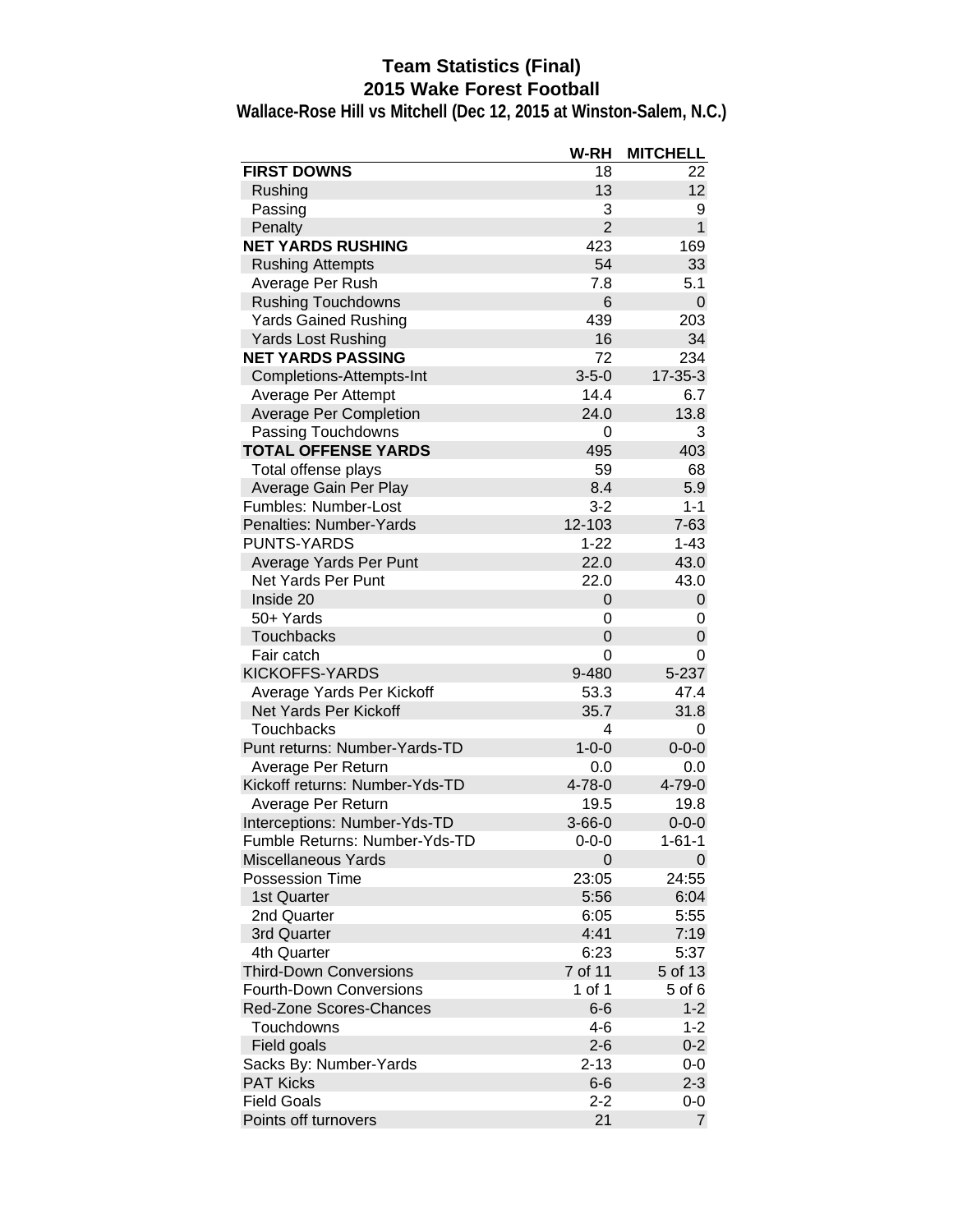# Team Statistics (Final)
## 2015 Wake Forest Football
### Wallace-Rose Hill vs Mitchell (Dec 12, 2015 at Winston-Salem, N.C.)

| | W-RH | MITCHELL |
|---|---|---|
| **FIRST DOWNS** | 18 | 22 |
| Rushing | 13 | 12 |
| Passing | 3 | 9 |
| Penalty | 2 | 1 |
| **NET YARDS RUSHING** | 423 | 169 |
| Rushing Attempts | 54 | 33 |
| Average Per Rush | 7.8 | 5.1 |
| Rushing Touchdowns | 6 | 0 |
| Yards Gained Rushing | 439 | 203 |
| Yards Lost Rushing | 16 | 34 |
| **NET YARDS PASSING** | 72 | 234 |
| Completions-Attempts-Int | 3-5-0 | 17-35-3 |
| Average Per Attempt | 14.4 | 6.7 |
| Average Per Completion | 24.0 | 13.8 |
| Passing Touchdowns | 0 | 3 |
| **TOTAL OFFENSE YARDS** | 495 | 403 |
| Total offense plays | 59 | 68 |
| Average Gain Per Play | 8.4 | 5.9 |
| Fumbles: Number-Lost | 3-2 | 1-1 |
| Penalties: Number-Yards | 12-103 | 7-63 |
| PUNTS-YARDS | 1-22 | 1-43 |
| Average Yards Per Punt | 22.0 | 43.0 |
| Net Yards Per Punt | 22.0 | 43.0 |
| Inside 20 | 0 | 0 |
| 50+ Yards | 0 | 0 |
| Touchbacks | 0 | 0 |
| Fair catch | 0 | 0 |
| KICKOFFS-YARDS | 9-480 | 5-237 |
| Average Yards Per Kickoff | 53.3 | 47.4 |
| Net Yards Per Kickoff | 35.7 | 31.8 |
| Touchbacks | 4 | 0 |
| Punt returns: Number-Yards-TD | 1-0-0 | 0-0-0 |
| Average Per Return | 0.0 | 0.0 |
| Kickoff returns: Number-Yds-TD | 4-78-0 | 4-79-0 |
| Average Per Return | 19.5 | 19.8 |
| Interceptions: Number-Yds-TD | 3-66-0 | 0-0-0 |
| Fumble Returns: Number-Yds-TD | 0-0-0 | 1-61-1 |
| Miscellaneous Yards | 0 | 0 |
| Possession Time | 23:05 | 24:55 |
| 1st Quarter | 5:56 | 6:04 |
| 2nd Quarter | 6:05 | 5:55 |
| 3rd Quarter | 4:41 | 7:19 |
| 4th Quarter | 6:23 | 5:37 |
| Third-Down Conversions | 7 of 11 | 5 of 13 |
| Fourth-Down Conversions | 1 of 1 | 5 of 6 |
| Red-Zone Scores-Chances | 6-6 | 1-2 |
| Touchdowns | 4-6 | 1-2 |
| Field goals | 2-6 | 0-2 |
| Sacks By: Number-Yards | 2-13 | 0-0 |
| PAT Kicks | 6-6 | 2-3 |
| Field Goals | 2-2 | 0-0 |
| Points off turnovers | 21 | 7 |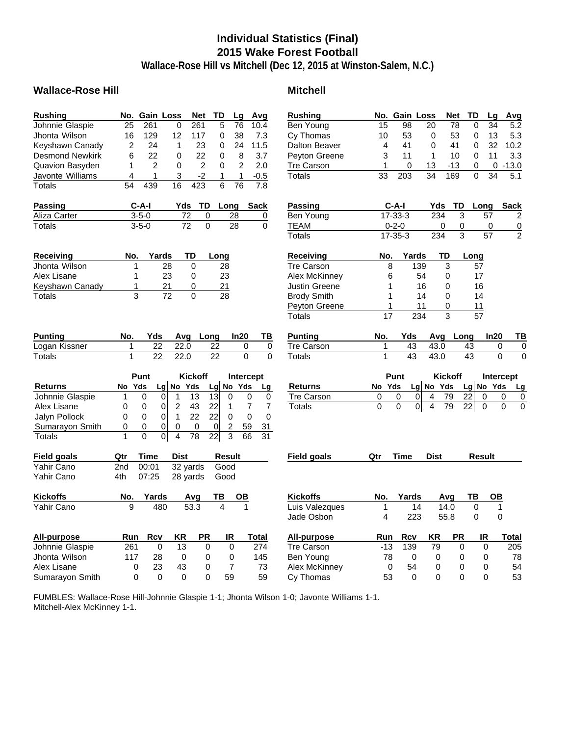# Individual Statistics (Final)
## 2015 Wake Forest Football
### Wallace-Rose Hill vs Mitchell (Dec 12, 2015 at Winston-Salem, N.C.)

## Wallace-Rose Hill

| Rushing | No. | Gain | Loss | Net | TD | Lg | Avg |
|---|---|---|---|---|---|---|---|
| Johnnie Glaspie | 25 | 261 | 0 | 261 | 5 | 76 | 10.4 |
| Jhonta Wilson | 16 | 129 | 12 | 117 | 0 | 38 | 7.3 |
| Keyshawn Canady | 2 | 24 | 1 | 23 | 0 | 24 | 11.5 |
| Desmond Newkirk | 6 | 22 | 0 | 22 | 0 | 8 | 3.7 |
| Quavion Basyden | 1 | 2 | 0 | 2 | 0 | 2 | 2.0 |
| Javonte Williams | 4 | 1 | 3 | -2 | 1 | 1 | -0.5 |
| Totals | 54 | 439 | 16 | 423 | 6 | 76 | 7.8 |

| Passing | C-A-I | Yds | TD | Long | Sack |
|---|---|---|---|---|---|
| Aliza Carter | 3-5-0 | 72 | 0 | 28 | 0 |
| Totals | 3-5-0 | 72 | 0 | 28 | 0 |

| Receiving | No. | Yards | TD | Long |
|---|---|---|---|---|
| Jhonta Wilson | 1 | 28 | 0 | 28 |
| Alex Lisane | 1 | 23 | 0 | 23 |
| Keyshawn Canady | 1 | 21 | 0 | 21 |
| Totals | 3 | 72 | 0 | 28 |

| Punting | No. | Yds | Avg | Long | In20 | TB |
|---|---|---|---|---|---|---|
| Logan Kissner | 1 | 22 | 22.0 | 22 | 0 | 0 |
| Totals | 1 | 22 | 22.0 | 22 | 0 | 0 |

| | Punt | | | Kickoff | | | Intercept | | |
|---|---|---|---|---|---|---|---|---|---|
| Returns | No | Yds | Lg | No | Yds | Lg | No | Yds | Lg |
| Johnnie Glaspie | 1 | 0 | 0 | 1 | 13 | 13 | 0 | 0 | 0 |
| Alex Lisane | 0 | 0 | 0 | 2 | 43 | 22 | 1 | 7 | 7 |
| Jalyn Pollock | 0 | 0 | 0 | 1 | 22 | 22 | 0 | 0 | 0 |
| Sumarayon Smith | 0 | 0 | 0 | 0 | 0 | 0 | 2 | 59 | 31 |
| Totals | 1 | 0 | 0 | 4 | 78 | 22 | 3 | 66 | 31 |

| Field goals | Qtr | Time | Dist | Result |
|---|---|---|---|---|
| Yahir Cano | 2nd | 00:01 | 32 yards | Good |
| Yahir Cano | 4th | 07:25 | 28 yards | Good |

| Kickoffs | No. | Yards | Avg | TB | OB |
|---|---|---|---|---|---|
| Yahir Cano | 9 | 480 | 53.3 | 4 | 1 |

| All-purpose | Run | Rcv | KR | PR | IR | Total |
|---|---|---|---|---|---|---|
| Johnnie Glaspie | 261 | 0 | 13 | 0 | 0 | 274 |
| Jhonta Wilson | 117 | 28 | 0 | 0 | 0 | 145 |
| Alex Lisane | 0 | 23 | 43 | 0 | 7 | 73 |
| Sumarayon Smith | 0 | 0 | 0 | 0 | 59 | 59 |

## Mitchell

| Rushing | No. | Gain | Loss | Net | TD | Lg | Avg |
|---|---|---|---|---|---|---|---|
| Ben Young | 15 | 98 | 20 | 78 | 0 | 34 | 5.2 |
| Cy Thomas | 10 | 53 | 0 | 53 | 0 | 13 | 5.3 |
| Dalton Beaver | 4 | 41 | 0 | 41 | 0 | 32 | 10.2 |
| Peyton Greene | 3 | 11 | 1 | 10 | 0 | 11 | 3.3 |
| Tre Carson | 1 | 0 | 13 | -13 | 0 | 0 | -13.0 |
| Totals | 33 | 203 | 34 | 169 | 0 | 34 | 5.1 |

| Passing | C-A-I | Yds | TD | Long | Sack |
|---|---|---|---|---|---|
| Ben Young | 17-33-3 | 234 | 3 | 57 | 2 |
| TEAM | 0-2-0 | 0 | 0 | 0 | 0 |
| Totals | 17-35-3 | 234 | 3 | 57 | 2 |

| Receiving | No. | Yards | TD | Long |
|---|---|---|---|---|
| Tre Carson | 8 | 139 | 3 | 57 |
| Alex McKinney | 6 | 54 | 0 | 17 |
| Justin Greene | 1 | 16 | 0 | 16 |
| Brody Smith | 1 | 14 | 0 | 14 |
| Peyton Greene | 1 | 11 | 0 | 11 |
| Totals | 17 | 234 | 3 | 57 |

| Punting | No. | Yds | Avg | Long | In20 | TB |
|---|---|---|---|---|---|---|
| Tre Carson | 1 | 43 | 43.0 | 43 | 0 | 0 |
| Totals | 1 | 43 | 43.0 | 43 | 0 | 0 |

| | Punt | | | Kickoff | | | Intercept | | |
|---|---|---|---|---|---|---|---|---|---|
| Returns | No | Yds | Lg | No | Yds | Lg | No | Yds | Lg |
| Tre Carson | 0 | 0 | 0 | 4 | 79 | 22 | 0 | 0 | 0 |
| Totals | 0 | 0 | 0 | 4 | 79 | 22 | 0 | 0 | 0 |

| Field goals | Qtr | Time | Dist | Result |
|---|---|---|---|---|

| Kickoffs | No. | Yards | Avg | TB | OB |
|---|---|---|---|---|---|
| Luis Valezques | 1 | 14 | 14.0 | 0 | 1 |
| Jade Osbon | 4 | 223 | 55.8 | 0 | 0 |

| All-purpose | Run | Rcv | KR | PR | IR | Total |
|---|---|---|---|---|---|---|
| Tre Carson | -13 | 139 | 79 | 0 | 0 | 205 |
| Ben Young | 78 | 0 | 0 | 0 | 0 | 78 |
| Alex McKinney | 0 | 54 | 0 | 0 | 0 | 54 |
| Cy Thomas | 53 | 0 | 0 | 0 | 0 | 53 |

FUMBLES: Wallace-Rose Hill-Johnnie Glaspie 1-1; Jhonta Wilson 1-0; Javonte Williams 1-1.
Mitchell-Alex McKinney 1-1.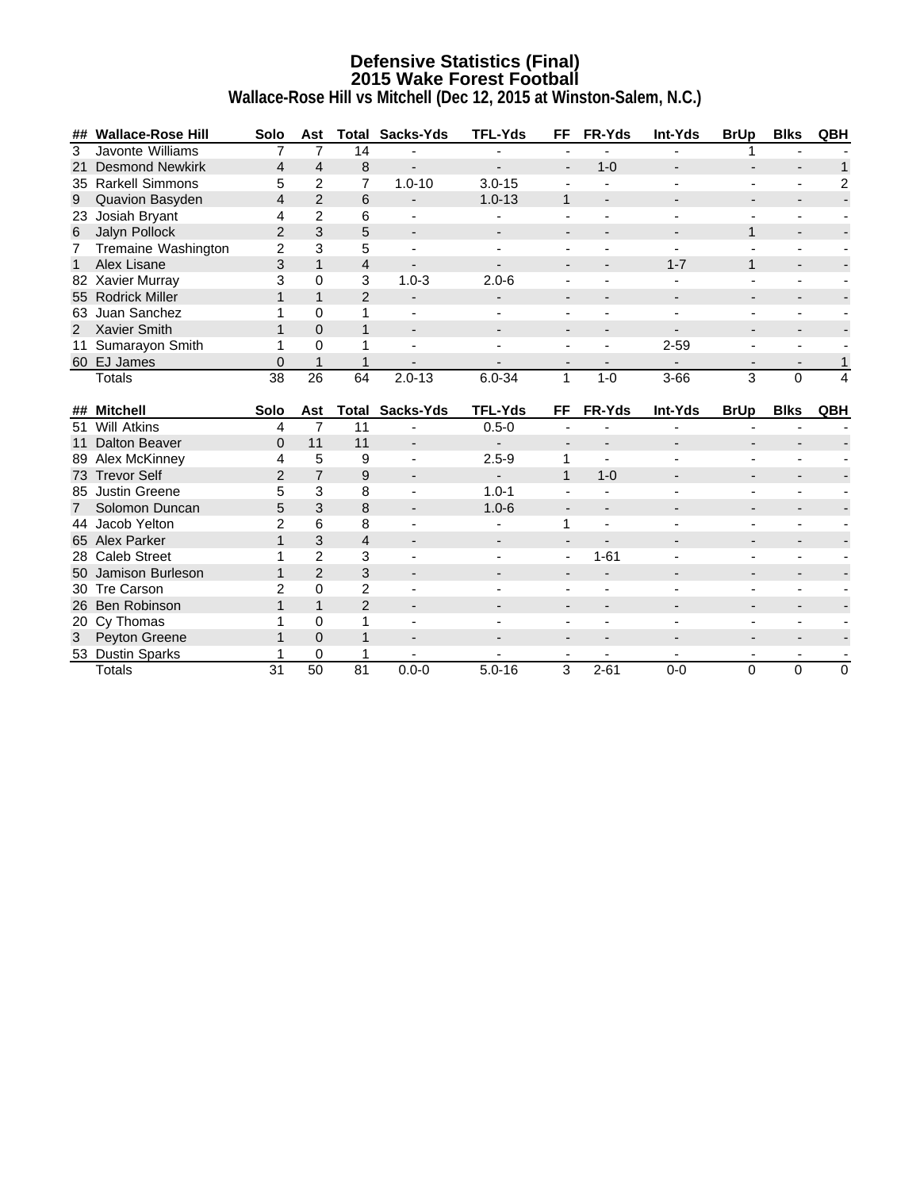# Defensive Statistics (Final)
## 2015 Wake Forest Football
### Wallace-Rose Hill vs Mitchell (Dec 12, 2015 at Winston-Salem, N.C.)

| ## | Wallace-Rose Hill | Solo | Ast | Total | Sacks-Yds | TFL-Yds | FF | FR-Yds | Int-Yds | BrUp | Blks | QBH |
|---|---|---|---|---|---|---|---|---|---|---|---|---|
| 3 | Javonte Williams | 7 | 7 | 14 | - | - | - | - | - | 1 | - | - |
| 21 | Desmond Newkirk | 4 | 4 | 8 | - | - | - | 1-0 | - | - | - | 1 |
| 35 | Rarkell Simmons | 5 | 2 | 7 | 1.0-10 | 3.0-15 | - | - | - | - | - | 2 |
| 9 | Quavion Basyden | 4 | 2 | 6 | - | 1.0-13 | 1 | - | - | - | - | - |
| 23 | Josiah Bryant | 4 | 2 | 6 | - | - | - | - | - | - | - | - |
| 6 | Jalyn Pollock | 2 | 3 | 5 | - | - | - | - | - | 1 | - | - |
| 7 | Tremaine Washington | 2 | 3 | 5 | - | - | - | - | - | - | - | - |
| 1 | Alex Lisane | 3 | 1 | 4 | - | - | - | - | 1-7 | 1 | - | - |
| 82 | Xavier Murray | 3 | 0 | 3 | 1.0-3 | 2.0-6 | - | - | - | - | - | - |
| 55 | Rodrick Miller | 1 | 1 | 2 | - | - | - | - | - | - | - | - |
| 63 | Juan Sanchez | 1 | 0 | 1 | - | - | - | - | - | - | - | - |
| 2 | Xavier Smith | 1 | 0 | 1 | - | - | - | - | - | - | - | - |
| 11 | Sumarayon Smith | 1 | 0 | 1 | - | - | - | - | 2-59 | - | - | - |
| 60 | EJ James | 0 | 1 | 1 | - | - | - | - | - | - | - | 1 |
| | Totals | 38 | 26 | 64 | 2.0-13 | 6.0-34 | 1 | 1-0 | 3-66 | 3 | 0 | 4 |

| ## | Mitchell | Solo | Ast | Total | Sacks-Yds | TFL-Yds | FF | FR-Yds | Int-Yds | BrUp | Blks | QBH |
|---|---|---|---|---|---|---|---|---|---|---|---|---|
| 51 | Will Atkins | 4 | 7 | 11 | - | 0.5-0 | - | - | - | - | - | - |
| 11 | Dalton Beaver | 0 | 11 | 11 | - | - | - | - | - | - | - | - |
| 89 | Alex McKinney | 4 | 5 | 9 | - | 2.5-9 | 1 | - | - | - | - | - |
| 73 | Trevor Self | 2 | 7 | 9 | - | - | 1 | 1-0 | - | - | - | - |
| 85 | Justin Greene | 5 | 3 | 8 | - | 1.0-1 | - | - | - | - | - | - |
| 7 | Solomon Duncan | 5 | 3 | 8 | - | 1.0-6 | - | - | - | - | - | - |
| 44 | Jacob Yelton | 2 | 6 | 8 | - | - | 1 | - | - | - | - | - |
| 65 | Alex Parker | 1 | 3 | 4 | - | - | - | - | - | - | - | - |
| 28 | Caleb Street | 1 | 2 | 3 | - | - | - | 1-61 | - | - | - | - |
| 50 | Jamison Burleson | 1 | 2 | 3 | - | - | - | - | - | - | - | - |
| 30 | Tre Carson | 2 | 0 | 2 | - | - | - | - | - | - | - | - |
| 26 | Ben Robinson | 1 | 1 | 2 | - | - | - | - | - | - | - | - |
| 20 | Cy Thomas | 1 | 0 | 1 | - | - | - | - | - | - | - | - |
| 3 | Peyton Greene | 1 | 0 | 1 | - | - | - | - | - | - | - | - |
| 53 | Dustin Sparks | 1 | 0 | 1 | - | - | - | - | - | - | - | - |
| | Totals | 31 | 50 | 81 | 0.0-0 | 5.0-16 | 3 | 2-61 | 0-0 | 0 | 0 | 0 |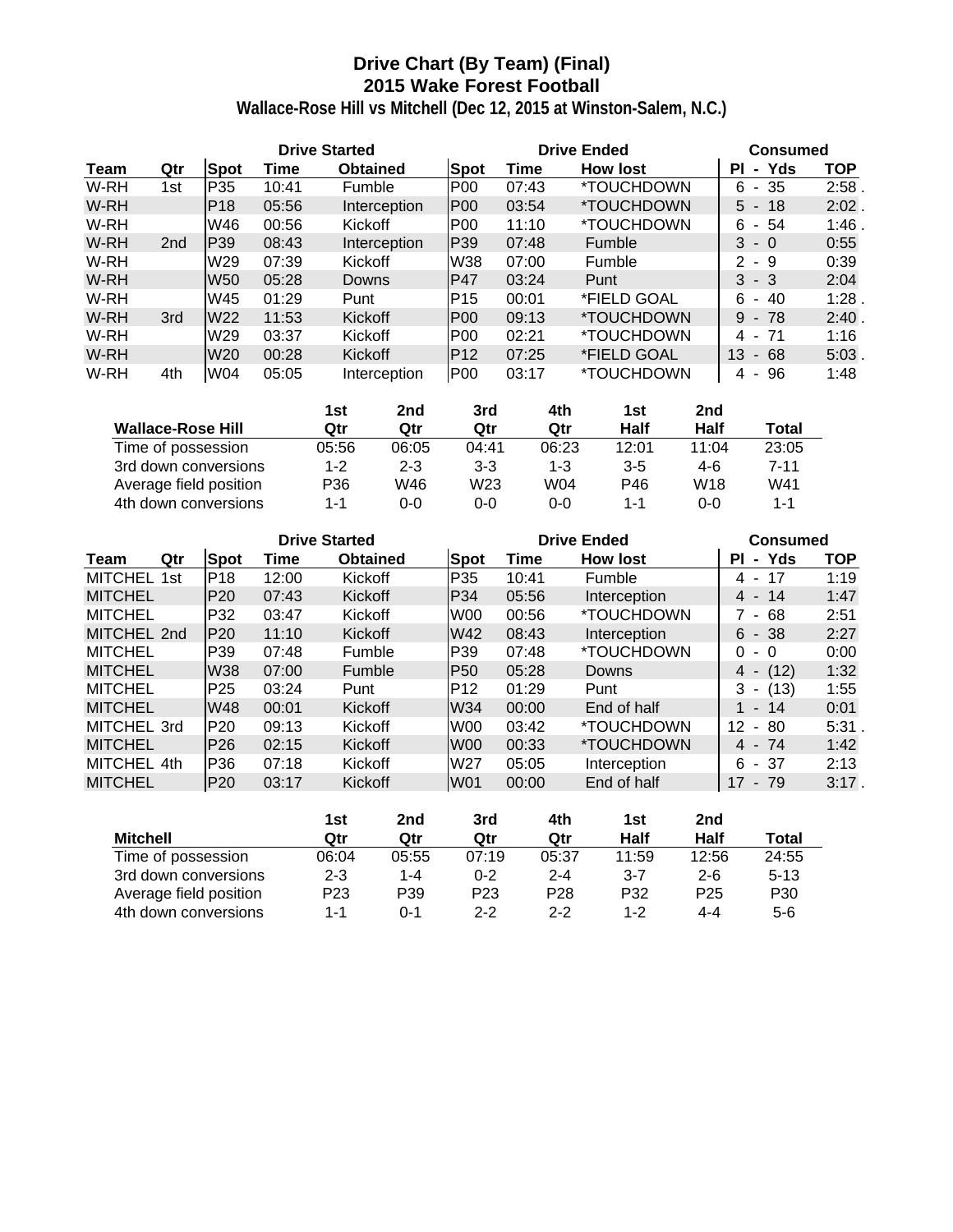# Drive Chart (By Team) (Final)
## 2015 Wake Forest Football
### Wallace-Rose Hill vs Mitchell (Dec 12, 2015 at Winston-Salem, N.C.)

| | | Drive Started | | | Drive Ended | | | Consumed | |
|---|---|---|---|---|---|---|---|---|---|
| **Team** | **Qtr** | **Spot** | **Time** | **Obtained** | **Spot** | **Time** | **How lost** | **Pl - Yds** | **TOP** |
| W-RH | 1st | P35 | 10:41 | Fumble | P00 | 07:43 | *TOUCHDOWN | 6 - 35 | 2:58 . |
| W-RH | | P18 | 05:56 | Interception | P00 | 03:54 | *TOUCHDOWN | 5 - 18 | 2:02 . |
| W-RH | | W46 | 00:56 | Kickoff | P00 | 11:10 | *TOUCHDOWN | 6 - 54 | 1:46 . |
| W-RH | 2nd | P39 | 08:43 | Interception | P39 | 07:48 | Fumble | 3 - 0 | 0:55 |
| W-RH | | W29 | 07:39 | Kickoff | W38 | 07:00 | Fumble | 2 - 9 | 0:39 |
| W-RH | | W50 | 05:28 | Downs | P47 | 03:24 | Punt | 3 - 3 | 2:04 |
| W-RH | | W45 | 01:29 | Punt | P15 | 00:01 | *FIELD GOAL | 6 - 40 | 1:28 . |
| W-RH | 3rd | W22 | 11:53 | Kickoff | P00 | 09:13 | *TOUCHDOWN | 9 - 78 | 2:40 . |
| W-RH | | W29 | 03:37 | Kickoff | P00 | 02:21 | *TOUCHDOWN | 4 - 71 | 1:16 |
| W-RH | | W20 | 00:28 | Kickoff | P12 | 07:25 | *FIELD GOAL | 13 - 68 | 5:03 . |
| W-RH | 4th | W04 | 05:05 | Interception | P00 | 03:17 | *TOUCHDOWN | 4 - 96 | 1:48 |

| Wallace-Rose Hill | 1st Qtr | 2nd Qtr | 3rd Qtr | 4th Qtr | 1st Half | 2nd Half | Total |
|---|---|---|---|---|---|---|---|
| Time of possession | 05:56 | 06:05 | 04:41 | 06:23 | 12:01 | 11:04 | 23:05 |
| 3rd down conversions | 1-2 | 2-3 | 3-3 | 1-3 | 3-5 | 4-6 | 7-11 |
| Average field position | P36 | W46 | W23 | W04 | P46 | W18 | W41 |
| 4th down conversions | 1-1 | 0-0 | 0-0 | 0-0 | 1-1 | 0-0 | 1-1 |

| | | Drive Started | | | Drive Ended | | | Consumed | |
|---|---|---|---|---|---|---|---|---|---|
| **Team** | **Qtr** | **Spot** | **Time** | **Obtained** | **Spot** | **Time** | **How lost** | **Pl - Yds** | **TOP** |
| MITCHEL | 1st | P18 | 12:00 | Kickoff | P35 | 10:41 | Fumble | 4 - 17 | 1:19 |
| MITCHEL | | P20 | 07:43 | Kickoff | P34 | 05:56 | Interception | 4 - 14 | 1:47 |
| MITCHEL | | P32 | 03:47 | Kickoff | W00 | 00:56 | *TOUCHDOWN | 7 - 68 | 2:51 |
| MITCHEL | 2nd | P20 | 11:10 | Kickoff | W42 | 08:43 | Interception | 6 - 38 | 2:27 |
| MITCHEL | | P39 | 07:48 | Fumble | P39 | 07:48 | *TOUCHDOWN | 0 - 0 | 0:00 |
| MITCHEL | | W38 | 07:00 | Fumble | P50 | 05:28 | Downs | 4 - (12) | 1:32 |
| MITCHEL | | P25 | 03:24 | Punt | P12 | 01:29 | Punt | 3 - (13) | 1:55 |
| MITCHEL | | W48 | 00:01 | Kickoff | W34 | 00:00 | End of half | 1 - 14 | 0:01 |
| MITCHEL | 3rd | P20 | 09:13 | Kickoff | W00 | 03:42 | *TOUCHDOWN | 12 - 80 | 5:31 . |
| MITCHEL | | P26 | 02:15 | Kickoff | W00 | 00:33 | *TOUCHDOWN | 4 - 74 | 1:42 |
| MITCHEL | 4th | P36 | 07:18 | Kickoff | W27 | 05:05 | Interception | 6 - 37 | 2:13 |
| MITCHEL | | P20 | 03:17 | Kickoff | W01 | 00:00 | End of half | 17 - 79 | 3:17 . |

| Mitchell | 1st Qtr | 2nd Qtr | 3rd Qtr | 4th Qtr | 1st Half | 2nd Half | Total |
|---|---|---|---|---|---|---|---|
| Time of possession | 06:04 | 05:55 | 07:19 | 05:37 | 11:59 | 12:56 | 24:55 |
| 3rd down conversions | 2-3 | 1-4 | 0-2 | 2-4 | 3-7 | 2-6 | 5-13 |
| Average field position | P23 | P39 | P23 | P28 | P32 | P25 | P30 |
| 4th down conversions | 1-1 | 0-1 | 2-2 | 2-2 | 1-2 | 4-4 | 5-6 |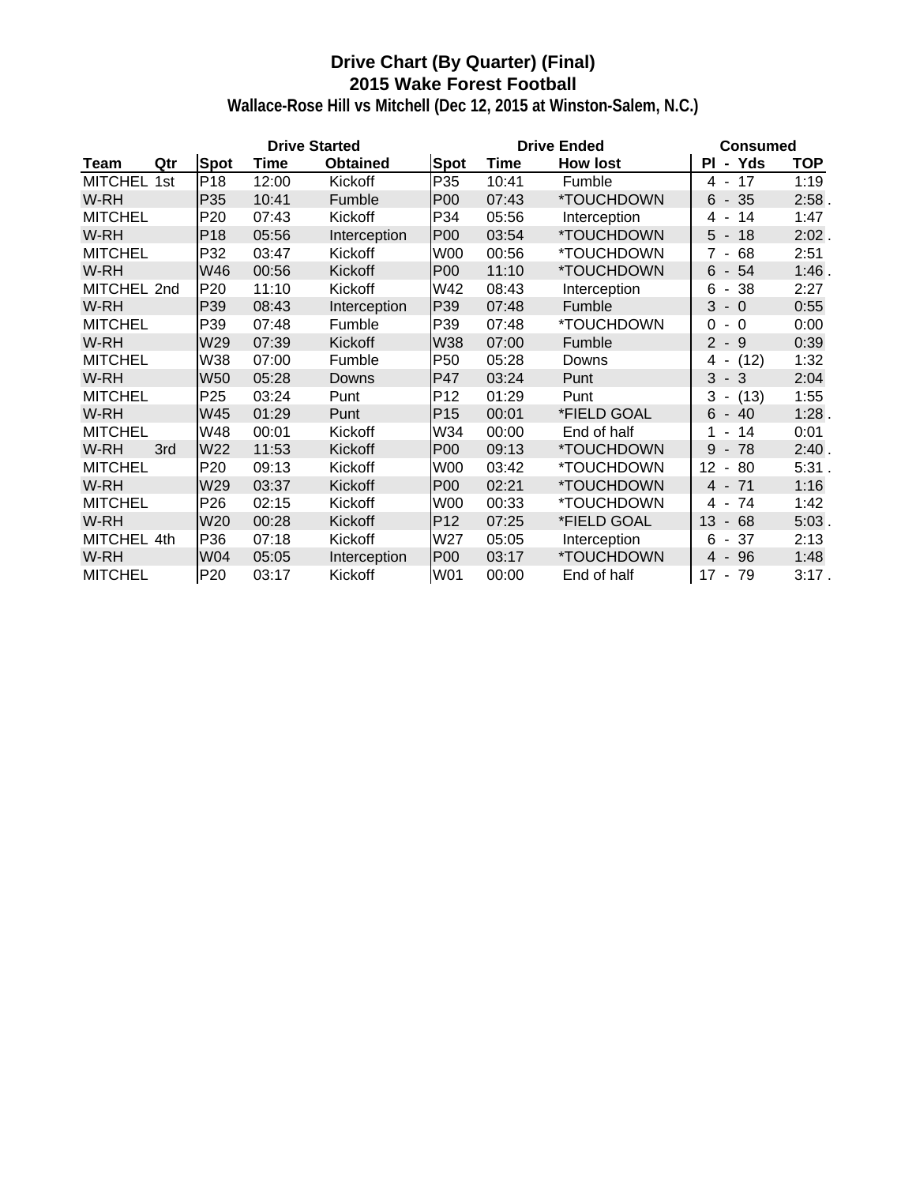# Drive Chart (By Quarter) (Final)
## 2015 Wake Forest Football
### Wallace-Rose Hill vs Mitchell (Dec 12, 2015 at Winston-Salem, N.C.)

| | | Drive Started | | | Drive Ended | | | Consumed | |
|---|---|---|---|---|---|---|---|---|---|
| **Team** | **Qtr** | **Spot** | **Time** | **Obtained** | **Spot** | **Time** | **How lost** | **Pl - Yds** | **TOP** |
| MITCHEL | 1st | P18 | 12:00 | Kickoff | P35 | 10:41 | Fumble | 4 - 17 | 1:19 |
| W-RH | | P35 | 10:41 | Fumble | P00 | 07:43 | *TOUCHDOWN | 6 - 35 | 2:58 . |
| MITCHEL | | P20 | 07:43 | Kickoff | P34 | 05:56 | Interception | 4 - 14 | 1:47 |
| W-RH | | P18 | 05:56 | Interception | P00 | 03:54 | *TOUCHDOWN | 5 - 18 | 2:02 . |
| MITCHEL | | P32 | 03:47 | Kickoff | W00 | 00:56 | *TOUCHDOWN | 7 - 68 | 2:51 |
| W-RH | | W46 | 00:56 | Kickoff | P00 | 11:10 | *TOUCHDOWN | 6 - 54 | 1:46 . |
| MITCHEL | 2nd | P20 | 11:10 | Kickoff | W42 | 08:43 | Interception | 6 - 38 | 2:27 |
| W-RH | | P39 | 08:43 | Interception | P39 | 07:48 | Fumble | 3 - 0 | 0:55 |
| MITCHEL | | P39 | 07:48 | Fumble | P39 | 07:48 | *TOUCHDOWN | 0 - 0 | 0:00 |
| W-RH | | W29 | 07:39 | Kickoff | W38 | 07:00 | Fumble | 2 - 9 | 0:39 |
| MITCHEL | | W38 | 07:00 | Fumble | P50 | 05:28 | Downs | 4 - (12) | 1:32 |
| W-RH | | W50 | 05:28 | Downs | P47 | 03:24 | Punt | 3 - 3 | 2:04 |
| MITCHEL | | P25 | 03:24 | Punt | P12 | 01:29 | Punt | 3 - (13) | 1:55 |
| W-RH | | W45 | 01:29 | Punt | P15 | 00:01 | *FIELD GOAL | 6 - 40 | 1:28 . |
| MITCHEL | | W48 | 00:01 | Kickoff | W34 | 00:00 | End of half | 1 - 14 | 0:01 |
| W-RH | 3rd | W22 | 11:53 | Kickoff | P00 | 09:13 | *TOUCHDOWN | 9 - 78 | 2:40 . |
| MITCHEL | | P20 | 09:13 | Kickoff | W00 | 03:42 | *TOUCHDOWN | 12 - 80 | 5:31 . |
| W-RH | | W29 | 03:37 | Kickoff | P00 | 02:21 | *TOUCHDOWN | 4 - 71 | 1:16 |
| MITCHEL | | P26 | 02:15 | Kickoff | W00 | 00:33 | *TOUCHDOWN | 4 - 74 | 1:42 |
| W-RH | | W20 | 00:28 | Kickoff | P12 | 07:25 | *FIELD GOAL | 13 - 68 | 5:03 . |
| MITCHEL | 4th | P36 | 07:18 | Kickoff | W27 | 05:05 | Interception | 6 - 37 | 2:13 |
| W-RH | | W04 | 05:05 | Interception | P00 | 03:17 | *TOUCHDOWN | 4 - 96 | 1:48 |
| MITCHEL | | P20 | 03:17 | Kickoff | W01 | 00:00 | End of half | 17 - 79 | 3:17 . |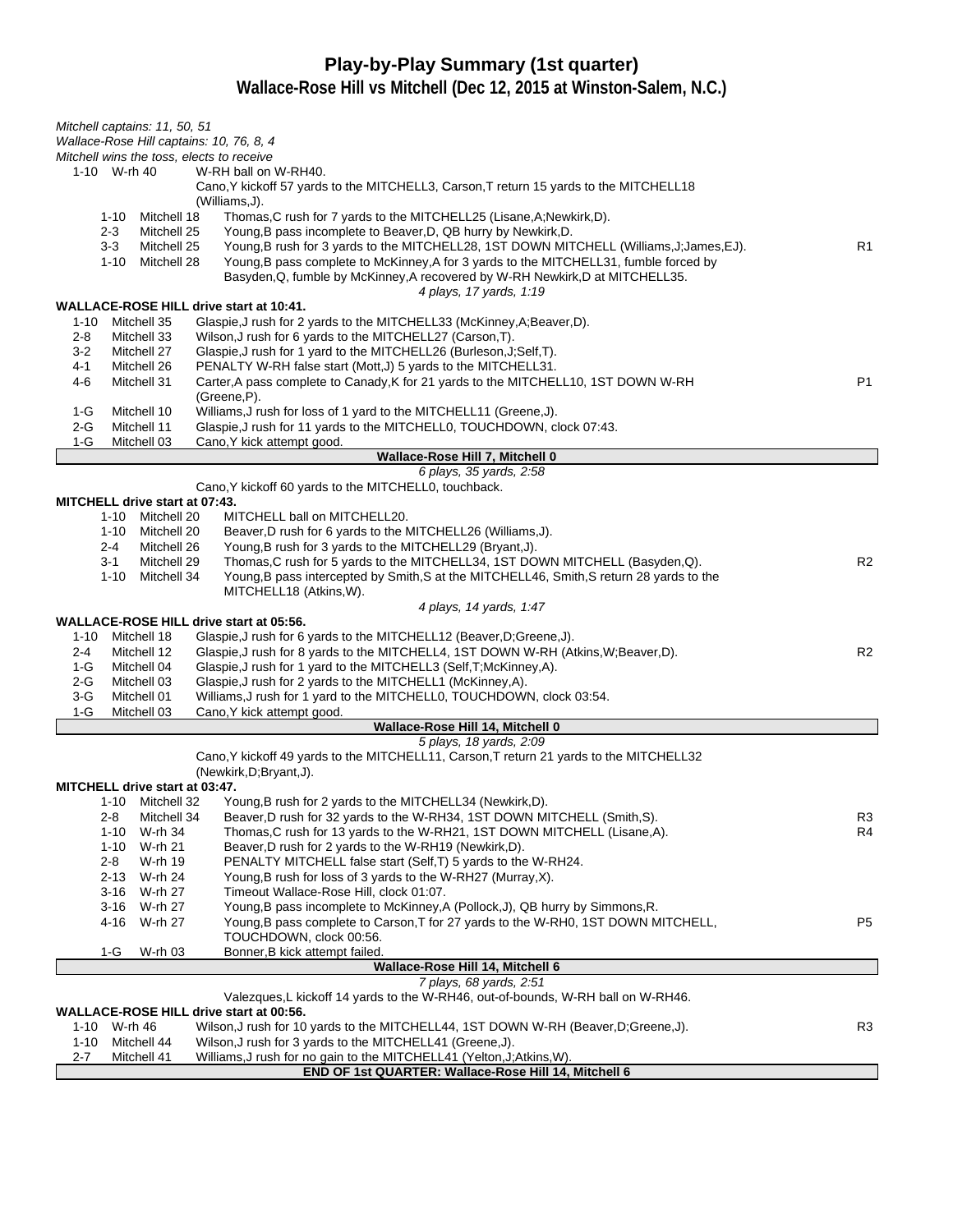# Play-by-Play Summary (1st quarter)

## Wallace-Rose Hill vs Mitchell (Dec 12, 2015 at Winston-Salem, N.C.)

*Mitchell captains: 11, 50, 51*
*Wallace-Rose Hill captains: 10, 76, 8, 4*
*Mitchell wins the toss, elects to receive*

| Down | Spot | Play | |
|---|---|---|---|
| 1-10 | W-rh 40 | W-RH ball on W-RH40. | |
| | | Cano,Y kickoff 57 yards to the MITCHELL3, Carson,T return 15 yards to the MITCHELL18 (Williams,J). | |
| 1-10 | Mitchell 18 | Thomas,C rush for 7 yards to the MITCHELL25 (Lisane,A;Newkirk,D). | |
| 2-3 | Mitchell 25 | Young,B pass incomplete to Beaver,D, QB hurry by Newkirk,D. | |
| 3-3 | Mitchell 25 | Young,B rush for 3 yards to the MITCHELL28, 1ST DOWN MITCHELL (Williams,J;James,EJ). | R1 |
| 1-10 | Mitchell 28 | Young,B pass complete to McKinney,A for 3 yards to the MITCHELL31, fumble forced by Basyden,Q, fumble by McKinney,A recovered by W-RH Newkirk,D at MITCHELL35. | |
| | | *4 plays, 17 yards, 1:19* | |

**WALLACE-ROSE HILL drive start at 10:41.**

| Down | Spot | Play | |
|---|---|---|---|
| 1-10 | Mitchell 35 | Glaspie,J rush for 2 yards to the MITCHELL33 (McKinney,A;Beaver,D). | |
| 2-8 | Mitchell 33 | Wilson,J rush for 6 yards to the MITCHELL27 (Carson,T). | |
| 3-2 | Mitchell 27 | Glaspie,J rush for 1 yard to the MITCHELL26 (Burleson,J;Self,T). | |
| 4-1 | Mitchell 26 | PENALTY W-RH false start (Mott,J) 5 yards to the MITCHELL31. | |
| 4-6 | Mitchell 31 | Carter,A pass complete to Canady,K for 21 yards to the MITCHELL10, 1ST DOWN W-RH (Greene,P). | P1 |
| 1-G | Mitchell 10 | Williams,J rush for loss of 1 yard to the MITCHELL11 (Greene,J). | |
| 2-G | Mitchell 11 | Glaspie,J rush for 11 yards to the MITCHELL0, TOUCHDOWN, clock 07:43. | |
| 1-G | Mitchell 03 | Cano,Y kick attempt good. | |

**Wallace-Rose Hill 7, Mitchell 0**

*6 plays, 35 yards, 2:58*

Cano,Y kickoff 60 yards to the MITCHELL0, touchback.

**MITCHELL drive start at 07:43.**

| Down | Spot | Play | |
|---|---|---|---|
| 1-10 | Mitchell 20 | MITCHELL ball on MITCHELL20. | |
| 1-10 | Mitchell 20 | Beaver,D rush for 6 yards to the MITCHELL26 (Williams,J). | |
| 2-4 | Mitchell 26 | Young,B rush for 3 yards to the MITCHELL29 (Bryant,J). | |
| 3-1 | Mitchell 29 | Thomas,C rush for 5 yards to the MITCHELL34, 1ST DOWN MITCHELL (Basyden,Q). | R2 |
| 1-10 | Mitchell 34 | Young,B pass intercepted by Smith,S at the MITCHELL46, Smith,S return 28 yards to the MITCHELL18 (Atkins,W). | |
| | | *4 plays, 14 yards, 1:47* | |

**WALLACE-ROSE HILL drive start at 05:56.**

| Down | Spot | Play | |
|---|---|---|---|
| 1-10 | Mitchell 18 | Glaspie,J rush for 6 yards to the MITCHELL12 (Beaver,D;Greene,J). | |
| 2-4 | Mitchell 12 | Glaspie,J rush for 8 yards to the MITCHELL4, 1ST DOWN W-RH (Atkins,W;Beaver,D). | R2 |
| 1-G | Mitchell 04 | Glaspie,J rush for 1 yard to the MITCHELL3 (Self,T;McKinney,A). | |
| 2-G | Mitchell 03 | Glaspie,J rush for 2 yards to the MITCHELL1 (McKinney,A). | |
| 3-G | Mitchell 01 | Williams,J rush for 1 yard to the MITCHELL0, TOUCHDOWN, clock 03:54. | |
| 1-G | Mitchell 03 | Cano,Y kick attempt good. | |

**Wallace-Rose Hill 14, Mitchell 0**

*5 plays, 18 yards, 2:09*

Cano,Y kickoff 49 yards to the MITCHELL11, Carson,T return 21 yards to the MITCHELL32 (Newkirk,D;Bryant,J).

**MITCHELL drive start at 03:47.**

| Down | Spot | Play | |
|---|---|---|---|
| 1-10 | Mitchell 32 | Young,B rush for 2 yards to the MITCHELL34 (Newkirk,D). | |
| 2-8 | Mitchell 34 | Beaver,D rush for 32 yards to the W-RH34, 1ST DOWN MITCHELL (Smith,S). | R3 |
| 1-10 | W-rh 34 | Thomas,C rush for 13 yards to the W-RH21, 1ST DOWN MITCHELL (Lisane,A). | R4 |
| 1-10 | W-rh 21 | Beaver,D rush for 2 yards to the W-RH19 (Newkirk,D). | |
| 2-8 | W-rh 19 | PENALTY MITCHELL false start (Self,T) 5 yards to the W-RH24. | |
| 2-13 | W-rh 24 | Young,B rush for loss of 3 yards to the W-RH27 (Murray,X). | |
| 3-16 | W-rh 27 | Timeout Wallace-Rose Hill, clock 01:07. | |
| 3-16 | W-rh 27 | Young,B pass incomplete to McKinney,A (Pollock,J), QB hurry by Simmons,R. | |
| 4-16 | W-rh 27 | Young,B pass complete to Carson,T for 27 yards to the W-RH0, 1ST DOWN MITCHELL, TOUCHDOWN, clock 00:56. | P5 |
| 1-G | W-rh 03 | Bonner,B kick attempt failed. | |

**Wallace-Rose Hill 14, Mitchell 6**

*7 plays, 68 yards, 2:51*

Valezques,L kickoff 14 yards to the W-RH46, out-of-bounds, W-RH ball on W-RH46.

**WALLACE-ROSE HILL drive start at 00:56.**

| Down | Spot | Play | |
|---|---|---|---|
| 1-10 | W-rh 46 | Wilson,J rush for 10 yards to the MITCHELL44, 1ST DOWN W-RH (Beaver,D;Greene,J). | R3 |
| 1-10 | Mitchell 44 | Wilson,J rush for 3 yards to the MITCHELL41 (Greene,J). | |
| 2-7 | Mitchell 41 | Williams,J rush for no gain to the MITCHELL41 (Yelton,J;Atkins,W). | |

**END OF 1st QUARTER: Wallace-Rose Hill 14, Mitchell 6**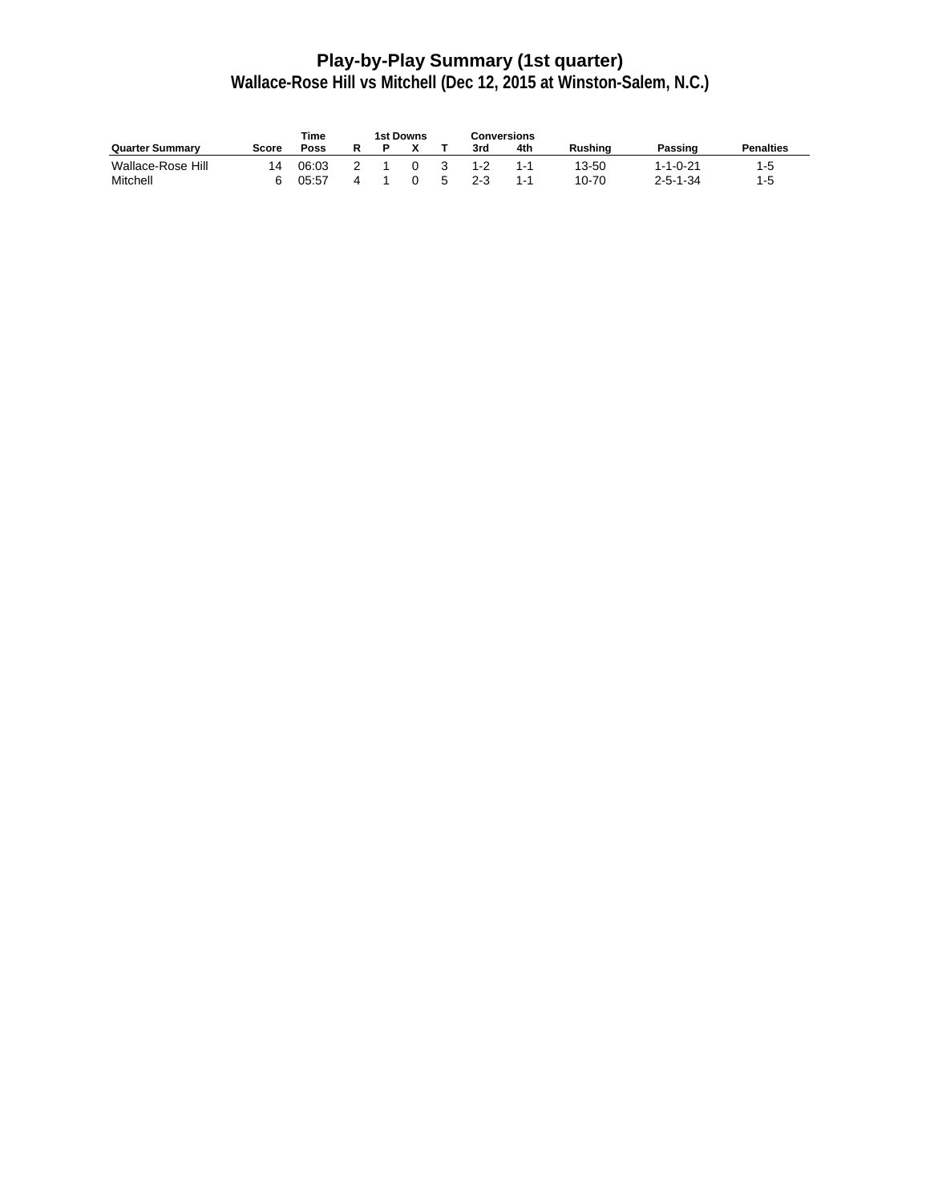# Play-by-Play Summary (1st quarter)

## Wallace-Rose Hill vs Mitchell (Dec 12, 2015 at Winston-Salem, N.C.)

| Quarter Summary | Score | Time Poss | 1st Downs R | P | X | T | Conversions 3rd | 4th | Rushing | Passing | Penalties |
|---|---|---|---|---|---|---|---|---|---|---|---|
| Wallace-Rose Hill | 14 | 06:03 | 2 | 1 | 0 | 3 | 1-2 | 1-1 | 13-50 | 1-1-0-21 | 1-5 |
| Mitchell | 6 | 05:57 | 4 | 1 | 0 | 5 | 2-3 | 1-1 | 10-70 | 2-5-1-34 | 1-5 |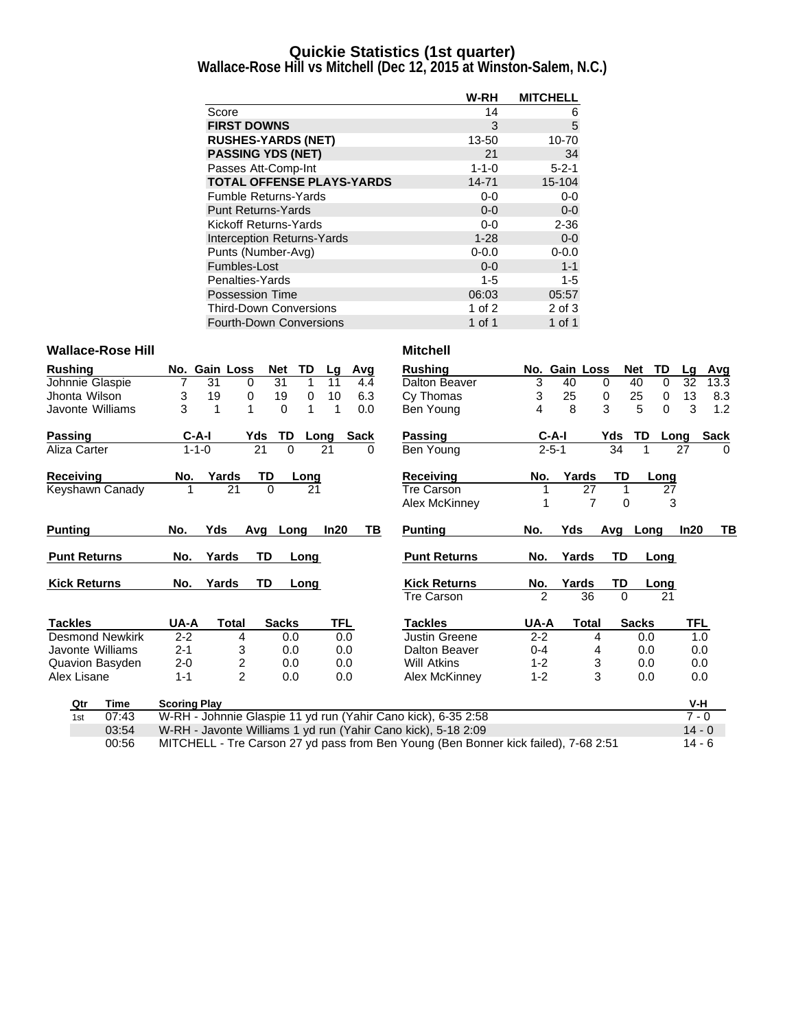# Quickie Statistics (1st quarter)
## Wallace-Rose Hill vs Mitchell (Dec 12, 2015 at Winston-Salem, N.C.)

| | W-RH | MITCHELL |
|---|---|---|
| Score | 14 | 6 |
| **FIRST DOWNS** | 3 | 5 |
| **RUSHES-YARDS (NET)** | 13-50 | 10-70 |
| **PASSING YDS (NET)** | 21 | 34 |
| Passes Att-Comp-Int | 1-1-0 | 5-2-1 |
| **TOTAL OFFENSE PLAYS-YARDS** | 14-71 | 15-104 |
| Fumble Returns-Yards | 0-0 | 0-0 |
| Punt Returns-Yards | 0-0 | 0-0 |
| Kickoff Returns-Yards | 0-0 | 2-36 |
| Interception Returns-Yards | 1-28 | 0-0 |
| Punts (Number-Avg) | 0-0.0 | 0-0.0 |
| Fumbles-Lost | 0-0 | 1-1 |
| Penalties-Yards | 1-5 | 1-5 |
| Possession Time | 06:03 | 05:57 |
| Third-Down Conversions | 1 of 2 | 2 of 3 |
| Fourth-Down Conversions | 1 of 1 | 1 of 1 |

### Wallace-Rose Hill

| Rushing | No. | Gain | Loss | Net | TD | Lg | Avg |
|---|---|---|---|---|---|---|---|
| Johnnie Glaspie | 7 | 31 | 0 | 31 | 1 | 11 | 4.4 |
| Jhonta Wilson | 3 | 19 | 0 | 19 | 0 | 10 | 6.3 |
| Javonte Williams | 3 | 1 | 1 | 0 | 1 | 1 | 0.0 |

| Passing | C-A-I | Yds | TD | Long | Sack |
|---|---|---|---|---|---|
| Aliza Carter | 1-1-0 | 21 | 0 | 21 | 0 |

| Receiving | No. | Yards | TD | Long |
|---|---|---|---|---|
| Keyshawn Canady | 1 | 21 | 0 | 21 |

| Punting | No. | Yds | Avg | Long | In20 | TB |
|---|---|---|---|---|---|---|

| Punt Returns | No. | Yards | TD | Long |
|---|---|---|---|---|

| Kick Returns | No. | Yards | TD | Long |
|---|---|---|---|---|

| Tackles | UA-A | Total | Sacks | TFL |
|---|---|---|---|---|
| Desmond Newkirk | 2-2 | 4 | 0.0 | 0.0 |
| Javonte Williams | 2-1 | 3 | 0.0 | 0.0 |
| Quavion Basyden | 2-0 | 2 | 0.0 | 0.0 |
| Alex Lisane | 1-1 | 2 | 0.0 | 0.0 |

### Mitchell

| Rushing | No. | Gain | Loss | Net | TD | Lg | Avg |
|---|---|---|---|---|---|---|---|
| Dalton Beaver | 3 | 40 | 0 | 40 | 0 | 32 | 13.3 |
| Cy Thomas | 3 | 25 | 0 | 25 | 0 | 13 | 8.3 |
| Ben Young | 4 | 8 | 3 | 5 | 0 | 3 | 1.2 |

| Passing | C-A-I | Yds | TD | Long | Sack |
|---|---|---|---|---|---|
| Ben Young | 2-5-1 | 34 | 1 | 27 | 0 |

| Receiving | No. | Yards | TD | Long |
|---|---|---|---|---|
| Tre Carson | 1 | 27 | 1 | 27 |
| Alex McKinney | 1 | 7 | 0 | 3 |

| Punting | No. | Yds | Avg | Long | In20 | TB |
|---|---|---|---|---|---|---|

| Punt Returns | No. | Yards | TD | Long |
|---|---|---|---|---|

| Kick Returns | No. | Yards | TD | Long |
|---|---|---|---|---|
| Tre Carson | 2 | 36 | 0 | 21 |

| Tackles | UA-A | Total | Sacks | TFL |
|---|---|---|---|---|
| Justin Greene | 2-2 | 4 | 0.0 | 1.0 |
| Dalton Beaver | 0-4 | 4 | 0.0 | 0.0 |
| Will Atkins | 1-2 | 3 | 0.0 | 0.0 |
| Alex McKinney | 1-2 | 3 | 0.0 | 0.0 |

| Qtr | Time | Scoring Play | V-H |
|---|---|---|---|
| 1st | 07:43 | W-RH - Johnnie Glaspie 11 yd run (Yahir Cano kick), 6-35 2:58 | 7 - 0 |
| | 03:54 | W-RH - Javonte Williams 1 yd run (Yahir Cano kick), 5-18 2:09 | 14 - 0 |
| | 00:56 | MITCHELL - Tre Carson 27 yd pass from Ben Young (Ben Bonner kick failed), 7-68 2:51 | 14 - 6 |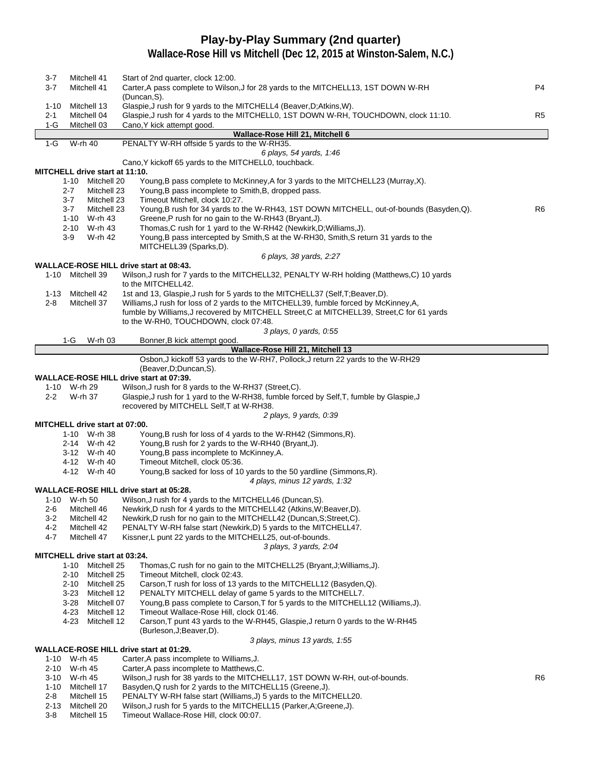# Play-by-Play Summary (2nd quarter)

## Wallace-Rose Hill vs Mitchell (Dec 12, 2015 at Winston-Salem, N.C.)

| Down | Spot | Play | |
|---|---|---|---|
| 3-7 | Mitchell 41 | Start of 2nd quarter, clock 12:00. | |
| 3-7 | Mitchell 41 | Carter,A pass complete to Wilson,J for 28 yards to the MITCHELL13, 1ST DOWN W-RH (Duncan,S). | P4 |
| 1-10 | Mitchell 13 | Glaspie,J rush for 9 yards to the MITCHELL4 (Beaver,D;Atkins,W). | |
| 2-1 | Mitchell 04 | Glaspie,J rush for 4 yards to the MITCHELL0, 1ST DOWN W-RH, TOUCHDOWN, clock 11:10. | R5 |
| 1-G | Mitchell 03 | Cano,Y kick attempt good. | |
| | | **Wallace-Rose Hill 21, Mitchell 6** | |
| 1-G | W-rh 40 | PENALTY W-RH offside 5 yards to the W-RH35. | |
| | | *6 plays, 54 yards, 1:46* | |
| | | Cano,Y kickoff 65 yards to the MITCHELL0, touchback. | |

**MITCHELL drive start at 11:10.**

| Down | Spot | Play | |
|---|---|---|---|
| 1-10 | Mitchell 20 | Young,B pass complete to McKinney,A for 3 yards to the MITCHELL23 (Murray,X). | |
| 2-7 | Mitchell 23 | Young,B pass incomplete to Smith,B, dropped pass. | |
| 3-7 | Mitchell 23 | Timeout Mitchell, clock 10:27. | |
| 3-7 | Mitchell 23 | Young,B rush for 34 yards to the W-RH43, 1ST DOWN MITCHELL, out-of-bounds (Basyden,Q). | R6 |
| 1-10 | W-rh 43 | Greene,P rush for no gain to the W-RH43 (Bryant,J). | |
| 2-10 | W-rh 43 | Thomas,C rush for 1 yard to the W-RH42 (Newkirk,D;Williams,J). | |
| 3-9 | W-rh 42 | Young,B pass intercepted by Smith,S at the W-RH30, Smith,S return 31 yards to the MITCHELL39 (Sparks,D). | |
| | | *6 plays, 38 yards, 2:27* | |

**WALLACE-ROSE HILL drive start at 08:43.**

| Down | Spot | Play | |
|---|---|---|---|
| 1-10 | Mitchell 39 | Wilson,J rush for 7 yards to the MITCHELL32, PENALTY W-RH holding (Matthews,C) 10 yards to the MITCHELL42. | |
| 1-13 | Mitchell 42 | 1st and 13, Glaspie,J rush for 5 yards to the MITCHELL37 (Self,T;Beaver,D). | |
| 2-8 | Mitchell 37 | Williams,J rush for loss of 2 yards to the MITCHELL39, fumble forced by McKinney,A, fumble by Williams,J recovered by MITCHELL Street,C at MITCHELL39, Street,C for 61 yards to the W-RH0, TOUCHDOWN, clock 07:48. | |
| | | *3 plays, 0 yards, 0:55* | |
| 1-G | W-rh 03 | Bonner,B kick attempt good. | |
| | | **Wallace-Rose Hill 21, Mitchell 13** | |
| | | Osbon,J kickoff 53 yards to the W-RH7, Pollock,J return 22 yards to the W-RH29 (Beaver,D;Duncan,S). | |

**WALLACE-ROSE HILL drive start at 07:39.**

| Down | Spot | Play | |
|---|---|---|---|
| 1-10 | W-rh 29 | Wilson,J rush for 8 yards to the W-RH37 (Street,C). | |
| 2-2 | W-rh 37 | Glaspie,J rush for 1 yard to the W-RH38, fumble forced by Self,T, fumble by Glaspie,J recovered by MITCHELL Self,T at W-RH38. | |
| | | *2 plays, 9 yards, 0:39* | |

**MITCHELL drive start at 07:00.**

| Down | Spot | Play | |
|---|---|---|---|
| 1-10 | W-rh 38 | Young,B rush for loss of 4 yards to the W-RH42 (Simmons,R). | |
| 2-14 | W-rh 42 | Young,B rush for 2 yards to the W-RH40 (Bryant,J). | |
| 3-12 | W-rh 40 | Young,B pass incomplete to McKinney,A. | |
| 4-12 | W-rh 40 | Timeout Mitchell, clock 05:36. | |
| 4-12 | W-rh 40 | Young,B sacked for loss of 10 yards to the 50 yardline (Simmons,R). | |
| | | *4 plays, minus 12 yards, 1:32* | |

**WALLACE-ROSE HILL drive start at 05:28.**

| Down | Spot | Play | |
|---|---|---|---|
| 1-10 | W-rh 50 | Wilson,J rush for 4 yards to the MITCHELL46 (Duncan,S). | |
| 2-6 | Mitchell 46 | Newkirk,D rush for 4 yards to the MITCHELL42 (Atkins,W;Beaver,D). | |
| 3-2 | Mitchell 42 | Newkirk,D rush for no gain to the MITCHELL42 (Duncan,S;Street,C). | |
| 4-2 | Mitchell 42 | PENALTY W-RH false start (Newkirk,D) 5 yards to the MITCHELL47. | |
| 4-7 | Mitchell 47 | Kissner,L punt 22 yards to the MITCHELL25, out-of-bounds. | |
| | | *3 plays, 3 yards, 2:04* | |

**MITCHELL drive start at 03:24.**

| Down | Spot | Play | |
|---|---|---|---|
| 1-10 | Mitchell 25 | Thomas,C rush for no gain to the MITCHELL25 (Bryant,J;Williams,J). | |
| 2-10 | Mitchell 25 | Timeout Mitchell, clock 02:43. | |
| 2-10 | Mitchell 25 | Carson,T rush for loss of 13 yards to the MITCHELL12 (Basyden,Q). | |
| 3-23 | Mitchell 12 | PENALTY MITCHELL delay of game 5 yards to the MITCHELL7. | |
| 3-28 | Mitchell 07 | Young,B pass complete to Carson,T for 5 yards to the MITCHELL12 (Williams,J). | |
| 4-23 | Mitchell 12 | Timeout Wallace-Rose Hill, clock 01:46. | |
| 4-23 | Mitchell 12 | Carson,T punt 43 yards to the W-RH45, Glaspie,J return 0 yards to the W-RH45 (Burleson,J;Beaver,D). | |
| | | *3 plays, minus 13 yards, 1:55* | |

**WALLACE-ROSE HILL drive start at 01:29.**

| Down | Spot | Play | |
|---|---|---|---|
| 1-10 | W-rh 45 | Carter,A pass incomplete to Williams,J. | |
| 2-10 | W-rh 45 | Carter,A pass incomplete to Matthews,C. | |
| 3-10 | W-rh 45 | Wilson,J rush for 38 yards to the MITCHELL17, 1ST DOWN W-RH, out-of-bounds. | R6 |
| 1-10 | Mitchell 17 | Basyden,Q rush for 2 yards to the MITCHELL15 (Greene,J). | |
| 2-8 | Mitchell 15 | PENALTY W-RH false start (Williams,J) 5 yards to the MITCHELL20. | |
| 2-13 | Mitchell 20 | Wilson,J rush for 5 yards to the MITCHELL15 (Parker,A;Greene,J). | |
| 3-8 | Mitchell 15 | Timeout Wallace-Rose Hill, clock 00:07. | |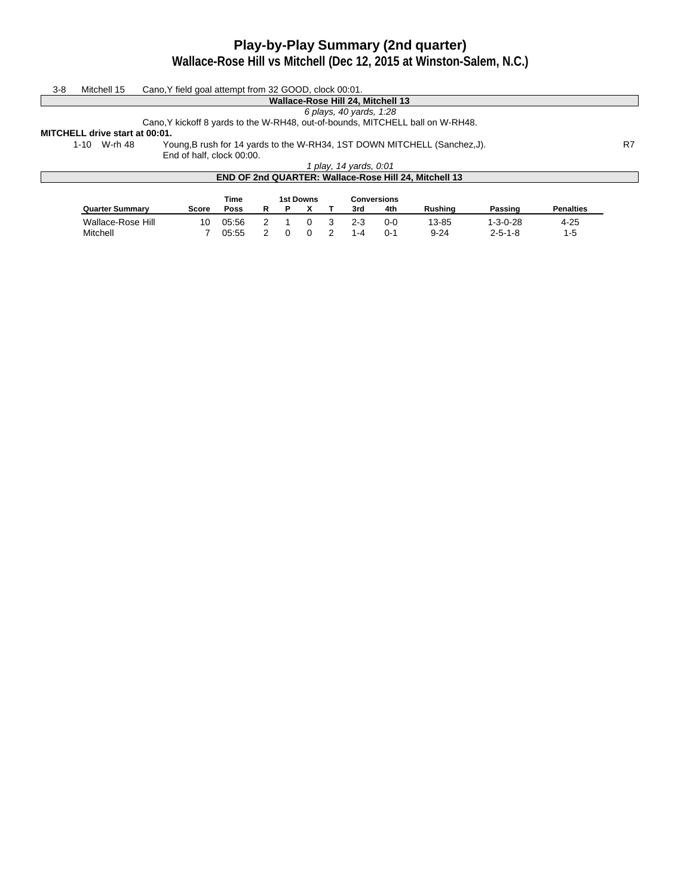# Play-by-Play Summary (2nd quarter)

## Wallace-Rose Hill vs Mitchell (Dec 12, 2015 at Winston-Salem, N.C.)

3-8 Mitchell 15 Cano,Y field goal attempt from 32 GOOD, clock 00:01.

**Wallace-Rose Hill 24, Mitchell 13**

*6 plays, 40 yards, 1:28*

Cano,Y kickoff 8 yards to the W-RH48, out-of-bounds, MITCHELL ball on W-RH48.

**MITCHELL drive start at 00:01.**

1-10 W-rh 48 Young,B rush for 14 yards to the W-RH34, 1ST DOWN MITCHELL (Sanchez,J). R7

End of half, clock 00:00.

*1 play, 14 yards, 0:01*

**END OF 2nd QUARTER: Wallace-Rose Hill 24, Mitchell 13**

| Quarter Summary | Score | Time Poss | 1st Downs R | P | X | T | Conversions 3rd | 4th | Rushing | Passing | Penalties |
|---|---|---|---|---|---|---|---|---|---|---|---|
| Wallace-Rose Hill | 10 | 05:56 | 2 | 1 | 0 | 3 | 2-3 | 0-0 | 13-85 | 1-3-0-28 | 4-25 |
| Mitchell | 7 | 05:55 | 2 | 0 | 0 | 2 | 1-4 | 0-1 | 9-24 | 2-5-1-8 | 1-5 |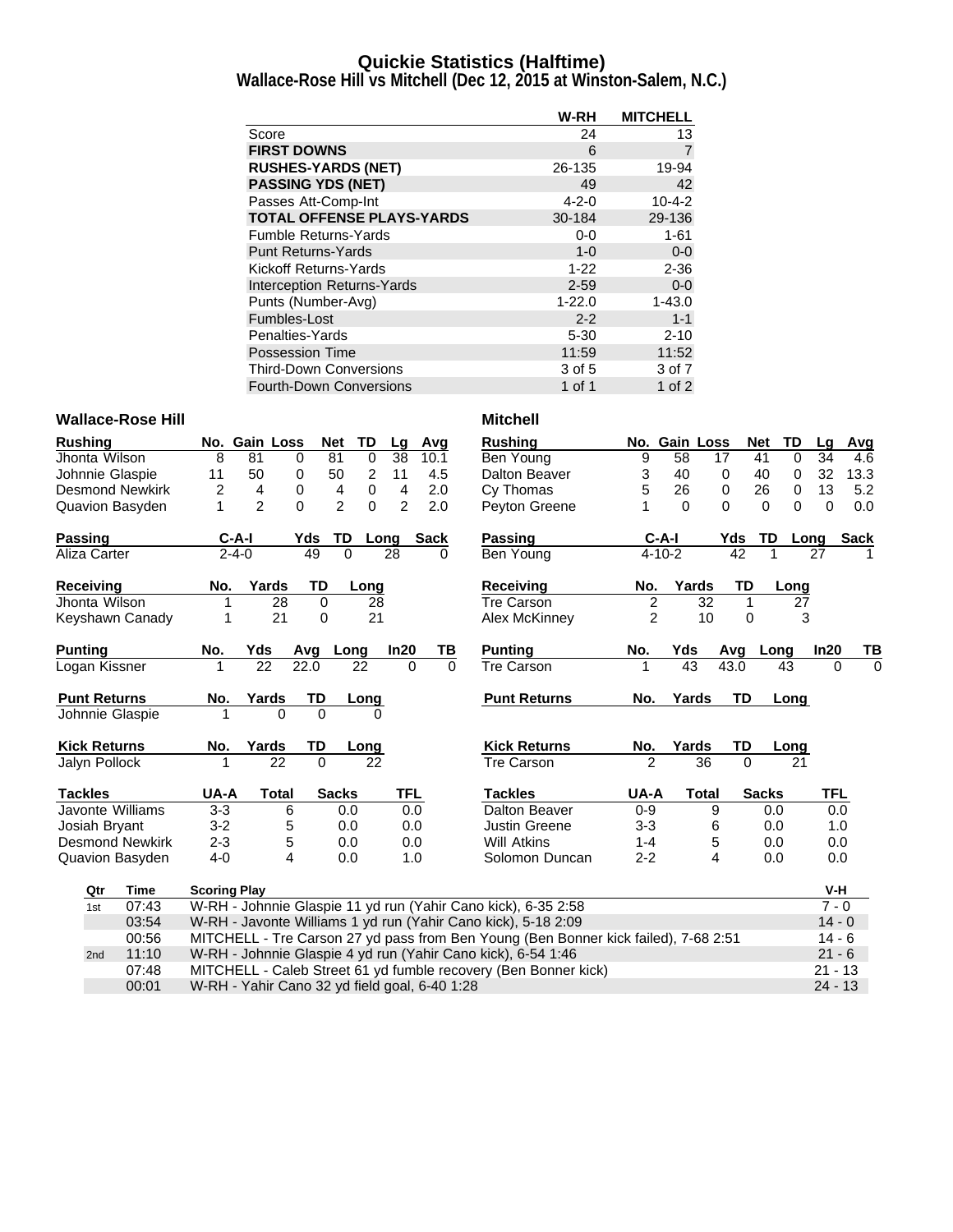# Quickie Statistics (Halftime)

## Wallace-Rose Hill vs Mitchell (Dec 12, 2015 at Winston-Salem, N.C.)

| | W-RH | MITCHELL |
|---|---|---|
| Score | 24 | 13 |
| **FIRST DOWNS** | 6 | 7 |
| **RUSHES-YARDS (NET)** | 26-135 | 19-94 |
| **PASSING YDS (NET)** | 49 | 42 |
| Passes Att-Comp-Int | 4-2-0 | 10-4-2 |
| **TOTAL OFFENSE PLAYS-YARDS** | 30-184 | 29-136 |
| Fumble Returns-Yards | 0-0 | 1-61 |
| Punt Returns-Yards | 1-0 | 0-0 |
| Kickoff Returns-Yards | 1-22 | 2-36 |
| Interception Returns-Yards | 2-59 | 0-0 |
| Punts (Number-Avg) | 1-22.0 | 1-43.0 |
| Fumbles-Lost | 2-2 | 1-1 |
| Penalties-Yards | 5-30 | 2-10 |
| Possession Time | 11:59 | 11:52 |
| Third-Down Conversions | 3 of 5 | 3 of 7 |
| Fourth-Down Conversions | 1 of 1 | 1 of 2 |

### Wallace-Rose Hill

| Rushing | No. | Gain | Loss | Net | TD | Lg | Avg |
|---|---|---|---|---|---|---|---|
| Jhonta Wilson | 8 | 81 | 0 | 81 | 0 | 38 | 10.1 |
| Johnnie Glaspie | 11 | 50 | 0 | 50 | 2 | 11 | 4.5 |
| Desmond Newkirk | 2 | 4 | 0 | 4 | 0 | 4 | 2.0 |
| Quavion Basyden | 1 | 2 | 0 | 2 | 0 | 2 | 2.0 |

| Passing | C-A-I | Yds | TD | Long | Sack |
|---|---|---|---|---|---|
| Aliza Carter | 2-4-0 | 49 | 0 | 28 | 0 |

| Receiving | No. | Yards | TD | Long |
|---|---|---|---|---|
| Jhonta Wilson | 1 | 28 | 0 | 28 |
| Keyshawn Canady | 1 | 21 | 0 | 21 |

| Punting | No. | Yds | Avg | Long | In20 | TB |
|---|---|---|---|---|---|---|
| Logan Kissner | 1 | 22 | 22.0 | 22 | 0 | 0 |

| Punt Returns | No. | Yards | TD | Long |
|---|---|---|---|---|
| Johnnie Glaspie | 1 | 0 | 0 | 0 |

| Kick Returns | No. | Yards | TD | Long |
|---|---|---|---|---|
| Jalyn Pollock | 1 | 22 | 0 | 22 |

| Tackles | UA-A | Total | Sacks | TFL |
|---|---|---|---|---|
| Javonte Williams | 3-3 | 6 | 0.0 | 0.0 |
| Josiah Bryant | 3-2 | 5 | 0.0 | 0.0 |
| Desmond Newkirk | 2-3 | 5 | 0.0 | 0.0 |
| Quavion Basyden | 4-0 | 4 | 0.0 | 1.0 |

### Mitchell

| Rushing | No. | Gain | Loss | Net | TD | Lg | Avg |
|---|---|---|---|---|---|---|---|
| Ben Young | 9 | 58 | 17 | 41 | 0 | 34 | 4.6 |
| Dalton Beaver | 3 | 40 | 0 | 40 | 0 | 32 | 13.3 |
| Cy Thomas | 5 | 26 | 0 | 26 | 0 | 13 | 5.2 |
| Peyton Greene | 1 | 0 | 0 | 0 | 0 | 0 | 0.0 |

| Passing | C-A-I | Yds | TD | Long | Sack |
|---|---|---|---|---|---|
| Ben Young | 4-10-2 | 42 | 1 | 27 | 1 |

| Receiving | No. | Yards | TD | Long |
|---|---|---|---|---|
| Tre Carson | 2 | 32 | 1 | 27 |
| Alex McKinney | 2 | 10 | 0 | 3 |

| Punting | No. | Yds | Avg | Long | In20 | TB |
|---|---|---|---|---|---|---|
| Tre Carson | 1 | 43 | 43.0 | 43 | 0 | 0 |

| Punt Returns | No. | Yards | TD | Long |
|---|---|---|---|---|

| Kick Returns | No. | Yards | TD | Long |
|---|---|---|---|---|
| Tre Carson | 2 | 36 | 0 | 21 |

| Tackles | UA-A | Total | Sacks | TFL |
|---|---|---|---|---|
| Dalton Beaver | 0-9 | 9 | 0.0 | 0.0 |
| Justin Greene | 3-3 | 6 | 0.0 | 1.0 |
| Will Atkins | 1-4 | 5 | 0.0 | 0.0 |
| Solomon Duncan | 2-2 | 4 | 0.0 | 0.0 |

| Qtr | Time | Scoring Play | V-H |
|---|---|---|---|
| 1st | 07:43 | W-RH - Johnnie Glaspie 11 yd run (Yahir Cano kick), 6-35 2:58 | 7 - 0 |
| | 03:54 | W-RH - Javonte Williams 1 yd run (Yahir Cano kick), 5-18 2:09 | 14 - 0 |
| | 00:56 | MITCHELL - Tre Carson 27 yd pass from Ben Young (Ben Bonner kick failed), 7-68 2:51 | 14 - 6 |
| 2nd | 11:10 | W-RH - Johnnie Glaspie 4 yd run (Yahir Cano kick), 6-54 1:46 | 21 - 6 |
| | 07:48 | MITCHELL - Caleb Street 61 yd fumble recovery (Ben Bonner kick) | 21 - 13 |
| | 00:01 | W-RH - Yahir Cano 32 yd field goal, 6-40 1:28 | 24 - 13 |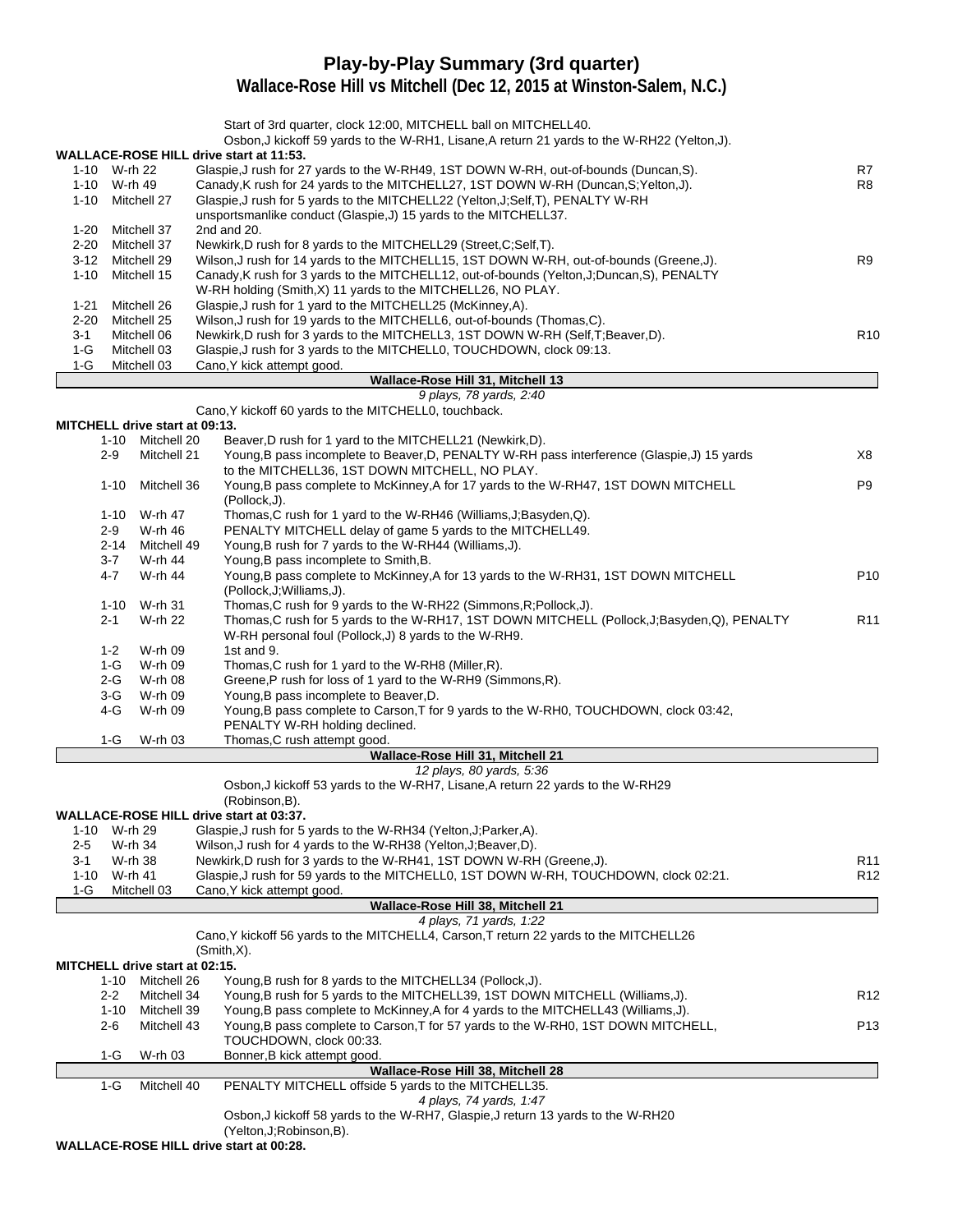# Play-by-Play Summary (3rd quarter)

## Wallace-Rose Hill vs Mitchell (Dec 12, 2015 at Winston-Salem, N.C.)

Start of 3rd quarter, clock 12:00, MITCHELL ball on MITCHELL40.
Osbon,J kickoff 59 yards to the W-RH1, Lisane,A return 21 yards to the W-RH22 (Yelton,J).

**WALLACE-ROSE HILL drive start at 11:53.**

| Down | Spot | Play | |
|---|---|---|---|
| 1-10 | W-rh 22 | Glaspie,J rush for 27 yards to the W-RH49, 1ST DOWN W-RH, out-of-bounds (Duncan,S). | R7 |
| 1-10 | W-rh 49 | Canady,K rush for 24 yards to the MITCHELL27, 1ST DOWN W-RH (Duncan,S;Yelton,J). | R8 |
| 1-10 | Mitchell 27 | Glaspie,J rush for 5 yards to the MITCHELL22 (Yelton,J;Self,T), PENALTY W-RH unsportsmanlike conduct (Glaspie,J) 15 yards to the MITCHELL37. | |
| 1-20 | Mitchell 37 | 2nd and 20. | |
| 2-20 | Mitchell 37 | Newkirk,D rush for 8 yards to the MITCHELL29 (Street,C;Self,T). | |
| 3-12 | Mitchell 29 | Wilson,J rush for 14 yards to the MITCHELL15, 1ST DOWN W-RH, out-of-bounds (Greene,J). | R9 |
| 1-10 | Mitchell 15 | Canady,K rush for 3 yards to the MITCHELL12, out-of-bounds (Yelton,J;Duncan,S), PENALTY W-RH holding (Smith,X) 11 yards to the MITCHELL26, NO PLAY. | |
| 1-21 | Mitchell 26 | Glaspie,J rush for 1 yard to the MITCHELL25 (McKinney,A). | |
| 2-20 | Mitchell 25 | Wilson,J rush for 19 yards to the MITCHELL6, out-of-bounds (Thomas,C). | |
| 3-1 | Mitchell 06 | Newkirk,D rush for 3 yards to the MITCHELL3, 1ST DOWN W-RH (Self,T;Beaver,D). | R10 |
| 1-G | Mitchell 03 | Glaspie,J rush for 3 yards to the MITCHELL0, TOUCHDOWN, clock 09:13. | |
| 1-G | Mitchell 03 | Cano,Y kick attempt good. | |

**Wallace-Rose Hill 31, Mitchell 13**

*9 plays, 78 yards, 2:40*

Cano,Y kickoff 60 yards to the MITCHELL0, touchback.

**MITCHELL drive start at 09:13.**

| Down | Spot | Play | |
|---|---|---|---|
| 1-10 | Mitchell 20 | Beaver,D rush for 1 yard to the MITCHELL21 (Newkirk,D). | |
| 2-9 | Mitchell 21 | Young,B pass incomplete to Beaver,D, PENALTY W-RH pass interference (Glaspie,J) 15 yards to the MITCHELL36, 1ST DOWN MITCHELL, NO PLAY. | X8 |
| 1-10 | Mitchell 36 | Young,B pass complete to McKinney,A for 17 yards to the W-RH47, 1ST DOWN MITCHELL (Pollock,J). | P9 |
| 1-10 | W-rh 47 | Thomas,C rush for 1 yard to the W-RH46 (Williams,J;Basyden,Q). | |
| 2-9 | W-rh 46 | PENALTY MITCHELL delay of game 5 yards to the MITCHELL49. | |
| 2-14 | Mitchell 49 | Young,B rush for 7 yards to the W-RH44 (Williams,J). | |
| 3-7 | W-rh 44 | Young,B pass incomplete to Smith,B. | |
| 4-7 | W-rh 44 | Young,B pass complete to McKinney,A for 13 yards to the W-RH31, 1ST DOWN MITCHELL (Pollock,J;Williams,J). | P10 |
| 1-10 | W-rh 31 | Thomas,C rush for 9 yards to the W-RH22 (Simmons,R;Pollock,J). | |
| 2-1 | W-rh 22 | Thomas,C rush for 5 yards to the W-RH17, 1ST DOWN MITCHELL (Pollock,J;Basyden,Q), PENALTY W-RH personal foul (Pollock,J) 8 yards to the W-RH9. | R11 |
| 1-2 | W-rh 09 | 1st and 9. | |
| 1-G | W-rh 09 | Thomas,C rush for 1 yard to the W-RH8 (Miller,R). | |
| 2-G | W-rh 08 | Greene,P rush for loss of 1 yard to the W-RH9 (Simmons,R). | |
| 3-G | W-rh 09 | Young,B pass incomplete to Beaver,D. | |
| 4-G | W-rh 09 | Young,B pass complete to Carson,T for 9 yards to the W-RH0, TOUCHDOWN, clock 03:42, PENALTY W-RH holding declined. | |
| 1-G | W-rh 03 | Thomas,C rush attempt good. | |

**Wallace-Rose Hill 31, Mitchell 21**

*12 plays, 80 yards, 5:36*

Osbon,J kickoff 53 yards to the W-RH7, Lisane,A return 22 yards to the W-RH29 (Robinson,B).

**WALLACE-ROSE HILL drive start at 03:37.**

| Down | Spot | Play | |
|---|---|---|---|
| 1-10 | W-rh 29 | Glaspie,J rush for 5 yards to the W-RH34 (Yelton,J;Parker,A). | |
| 2-5 | W-rh 34 | Wilson,J rush for 4 yards to the W-RH38 (Yelton,J;Beaver,D). | |
| 3-1 | W-rh 38 | Newkirk,D rush for 3 yards to the W-RH41, 1ST DOWN W-RH (Greene,J). | R11 |
| 1-10 | W-rh 41 | Glaspie,J rush for 59 yards to the MITCHELL0, 1ST DOWN W-RH, TOUCHDOWN, clock 02:21. | R12 |
| 1-G | Mitchell 03 | Cano,Y kick attempt good. | |

**Wallace-Rose Hill 38, Mitchell 21**

*4 plays, 71 yards, 1:22*

Cano,Y kickoff 56 yards to the MITCHELL4, Carson,T return 22 yards to the MITCHELL26 (Smith,X).

**MITCHELL drive start at 02:15.**

| Down | Spot | Play | |
|---|---|---|---|
| 1-10 | Mitchell 26 | Young,B rush for 8 yards to the MITCHELL34 (Pollock,J). | |
| 2-2 | Mitchell 34 | Young,B rush for 5 yards to the MITCHELL39, 1ST DOWN MITCHELL (Williams,J). | R12 |
| 1-10 | Mitchell 39 | Young,B pass complete to McKinney,A for 4 yards to the MITCHELL43 (Williams,J). | |
| 2-6 | Mitchell 43 | Young,B pass complete to Carson,T for 57 yards to the W-RH0, 1ST DOWN MITCHELL, TOUCHDOWN, clock 00:33. | P13 |
| 1-G | W-rh 03 | Bonner,B kick attempt good. | |

**Wallace-Rose Hill 38, Mitchell 28**

| Down | Spot | Play | |
|---|---|---|---|
| 1-G | Mitchell 40 | PENALTY MITCHELL offside 5 yards to the MITCHELL35. | |

*4 plays, 74 yards, 1:47*

Osbon,J kickoff 58 yards to the W-RH7, Glaspie,J return 13 yards to the W-RH20 (Yelton,J;Robinson,B).

**WALLACE-ROSE HILL drive start at 00:28.**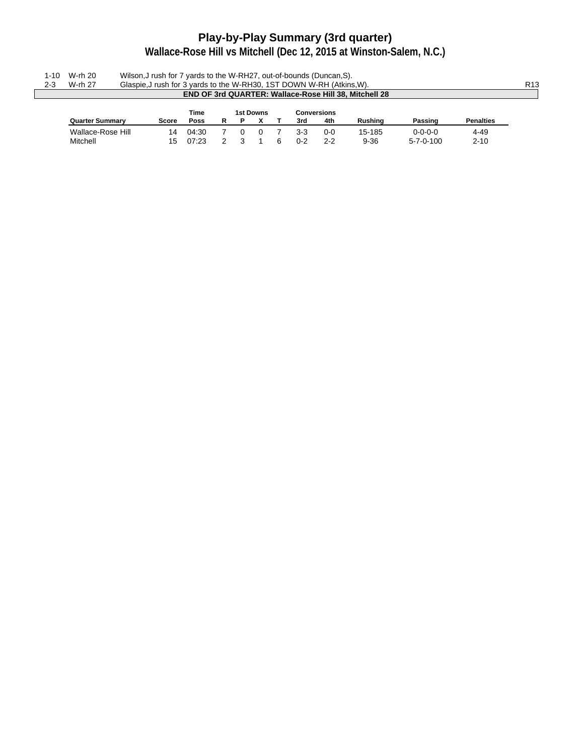# Play-by-Play Summary (3rd quarter)

## Wallace-Rose Hill vs Mitchell (Dec 12, 2015 at Winston-Salem, N.C.)

| | | | |
|---|---|---|---|
| 1-10 | W-rh 20 | Wilson,J rush for 7 yards to the W-RH27, out-of-bounds (Duncan,S). | |
| 2-3 | W-rh 27 | Glaspie,J rush for 3 yards to the W-RH30, 1ST DOWN W-RH (Atkins,W). | R13 |

**END OF 3rd QUARTER: Wallace-Rose Hill 38, Mitchell 28**

| Quarter Summary | Score | Time Poss | 1st Downs R | 1st Downs P | 1st Downs X | 1st Downs T | Conversions 3rd | Conversions 4th | Rushing | Passing | Penalties |
|---|---|---|---|---|---|---|---|---|---|---|---|
| Wallace-Rose Hill | 14 | 04:30 | 7 | 0 | 0 | 7 | 3-3 | 0-0 | 15-185 | 0-0-0-0 | 4-49 |
| Mitchell | 15 | 07:23 | 2 | 3 | 1 | 6 | 0-2 | 2-2 | 9-36 | 5-7-0-100 | 2-10 |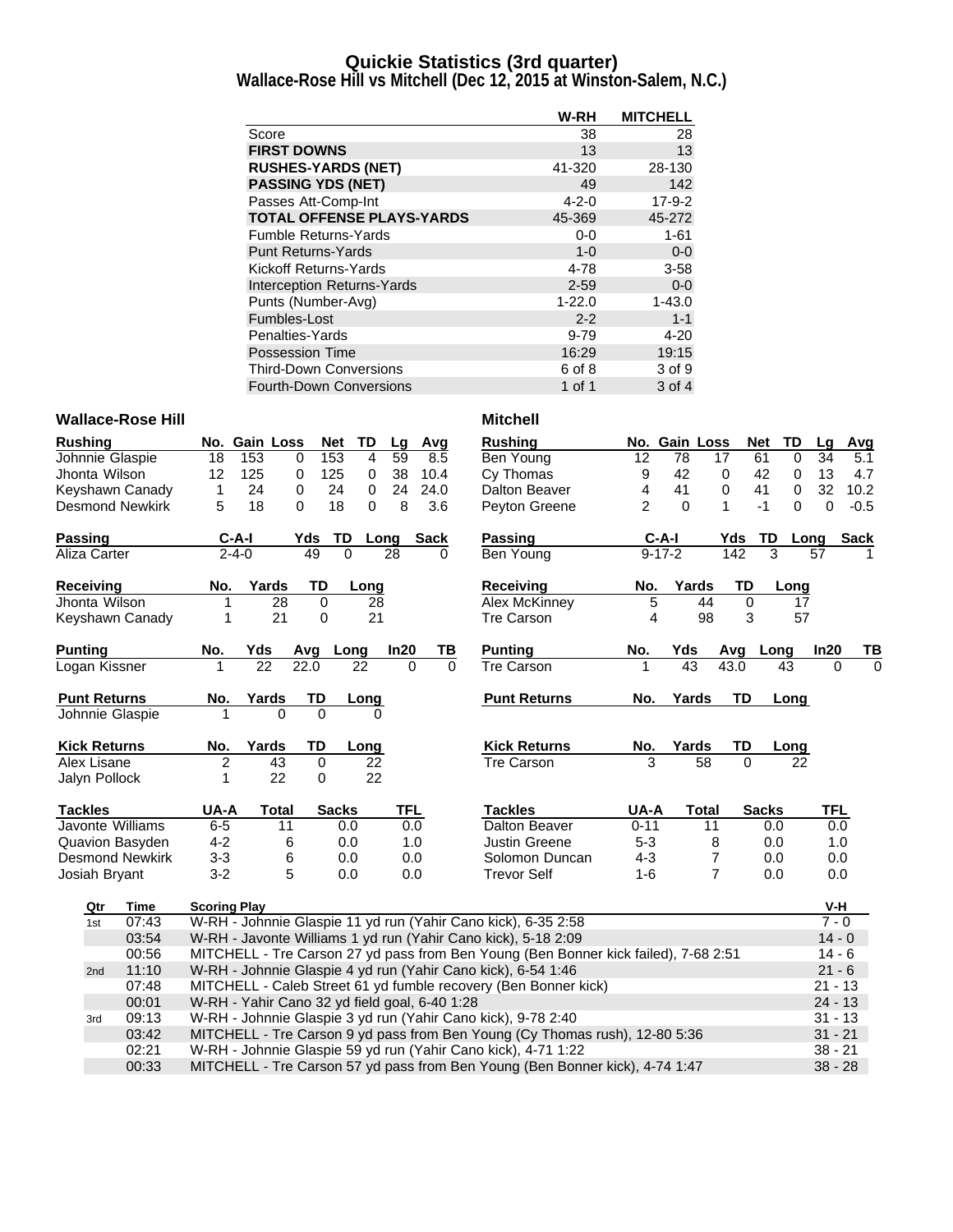# Quickie Statistics (3rd quarter)
## Wallace-Rose Hill vs Mitchell (Dec 12, 2015 at Winston-Salem, N.C.)

| | W-RH | MITCHELL |
|---|---|---|
| Score | 38 | 28 |
| **FIRST DOWNS** | 13 | 13 |
| **RUSHES-YARDS (NET)** | 41-320 | 28-130 |
| **PASSING YDS (NET)** | 49 | 142 |
| Passes Att-Comp-Int | 4-2-0 | 17-9-2 |
| **TOTAL OFFENSE PLAYS-YARDS** | 45-369 | 45-272 |
| Fumble Returns-Yards | 0-0 | 1-61 |
| Punt Returns-Yards | 1-0 | 0-0 |
| Kickoff Returns-Yards | 4-78 | 3-58 |
| Interception Returns-Yards | 2-59 | 0-0 |
| Punts (Number-Avg) | 1-22.0 | 1-43.0 |
| Fumbles-Lost | 2-2 | 1-1 |
| Penalties-Yards | 9-79 | 4-20 |
| Possession Time | 16:29 | 19:15 |
| Third-Down Conversions | 6 of 8 | 3 of 9 |
| Fourth-Down Conversions | 1 of 1 | 3 of 4 |

### Wallace-Rose Hill

| Rushing | No. | Gain | Loss | Net | TD | Lg | Avg |
|---|---|---|---|---|---|---|---|
| Johnnie Glaspie | 18 | 153 | 0 | 153 | 4 | 59 | 8.5 |
| Jhonta Wilson | 12 | 125 | 0 | 125 | 0 | 38 | 10.4 |
| Keyshawn Canady | 1 | 24 | 0 | 24 | 0 | 24 | 24.0 |
| Desmond Newkirk | 5 | 18 | 0 | 18 | 0 | 8 | 3.6 |

| Passing | C-A-I | Yds | TD | Long | Sack |
|---|---|---|---|---|---|
| Aliza Carter | 2-4-0 | 49 | 0 | 28 | 0 |

| Receiving | No. | Yards | TD | Long |
|---|---|---|---|---|
| Jhonta Wilson | 1 | 28 | 0 | 28 |
| Keyshawn Canady | 1 | 21 | 0 | 21 |

| Punting | No. | Yds | Avg | Long | In20 | TB |
|---|---|---|---|---|---|---|
| Logan Kissner | 1 | 22 | 22.0 | 22 | 0 | 0 |

| Punt Returns | No. | Yards | TD | Long |
|---|---|---|---|---|
| Johnnie Glaspie | 1 | 0 | 0 | 0 |

| Kick Returns | No. | Yards | TD | Long |
|---|---|---|---|---|
| Alex Lisane | 2 | 43 | 0 | 22 |
| Jalyn Pollock | 1 | 22 | 0 | 22 |

| Tackles | UA-A | Total | Sacks | TFL |
|---|---|---|---|---|
| Javonte Williams | 6-5 | 11 | 0.0 | 0.0 |
| Quavion Basyden | 4-2 | 6 | 0.0 | 1.0 |
| Desmond Newkirk | 3-3 | 6 | 0.0 | 0.0 |
| Josiah Bryant | 3-2 | 5 | 0.0 | 0.0 |

### Mitchell

| Rushing | No. | Gain | Loss | Net | TD | Lg | Avg |
|---|---|---|---|---|---|---|---|
| Ben Young | 12 | 78 | 17 | 61 | 0 | 34 | 5.1 |
| Cy Thomas | 9 | 42 | 0 | 42 | 0 | 13 | 4.7 |
| Dalton Beaver | 4 | 41 | 0 | 41 | 0 | 32 | 10.2 |
| Peyton Greene | 2 | 0 | 1 | -1 | 0 | 0 | -0.5 |

| Passing | C-A-I | Yds | TD | Long | Sack |
|---|---|---|---|---|---|
| Ben Young | 9-17-2 | 142 | 3 | 57 | 1 |

| Receiving | No. | Yards | TD | Long |
|---|---|---|---|---|
| Alex McKinney | 5 | 44 | 0 | 17 |
| Tre Carson | 4 | 98 | 3 | 57 |

| Punting | No. | Yds | Avg | Long | In20 | TB |
|---|---|---|---|---|---|---|
| Tre Carson | 1 | 43 | 43.0 | 43 | 0 | 0 |

| Punt Returns | No. | Yards | TD | Long |
|---|---|---|---|---|

| Kick Returns | No. | Yards | TD | Long |
|---|---|---|---|---|
| Tre Carson | 3 | 58 | 0 | 22 |

| Tackles | UA-A | Total | Sacks | TFL |
|---|---|---|---|---|
| Dalton Beaver | 0-11 | 11 | 0.0 | 0.0 |
| Justin Greene | 5-3 | 8 | 0.0 | 1.0 |
| Solomon Duncan | 4-3 | 7 | 0.0 | 0.0 |
| Trevor Self | 1-6 | 7 | 0.0 | 0.0 |

### Scoring Summary

| Qtr | Time | Scoring Play | V-H |
|---|---|---|---|
| 1st | 07:43 | W-RH - Johnnie Glaspie 11 yd run (Yahir Cano kick), 6-35 2:58 | 7 - 0 |
| | 03:54 | W-RH - Javonte Williams 1 yd run (Yahir Cano kick), 5-18 2:09 | 14 - 0 |
| | 00:56 | MITCHELL - Tre Carson 27 yd pass from Ben Young (Ben Bonner kick failed), 7-68 2:51 | 14 - 6 |
| 2nd | 11:10 | W-RH - Johnnie Glaspie 4 yd run (Yahir Cano kick), 6-54 1:46 | 21 - 6 |
| | 07:48 | MITCHELL - Caleb Street 61 yd fumble recovery (Ben Bonner kick) | 21 - 13 |
| | 00:01 | W-RH - Yahir Cano 32 yd field goal, 6-40 1:28 | 24 - 13 |
| 3rd | 09:13 | W-RH - Johnnie Glaspie 3 yd run (Yahir Cano kick), 9-78 2:40 | 31 - 13 |
| | 03:42 | MITCHELL - Tre Carson 9 yd pass from Ben Young (Cy Thomas rush), 12-80 5:36 | 31 - 21 |
| | 02:21 | W-RH - Johnnie Glaspie 59 yd run (Yahir Cano kick), 4-71 1:22 | 38 - 21 |
| | 00:33 | MITCHELL - Tre Carson 57 yd pass from Ben Young (Ben Bonner kick), 4-74 1:47 | 38 - 28 |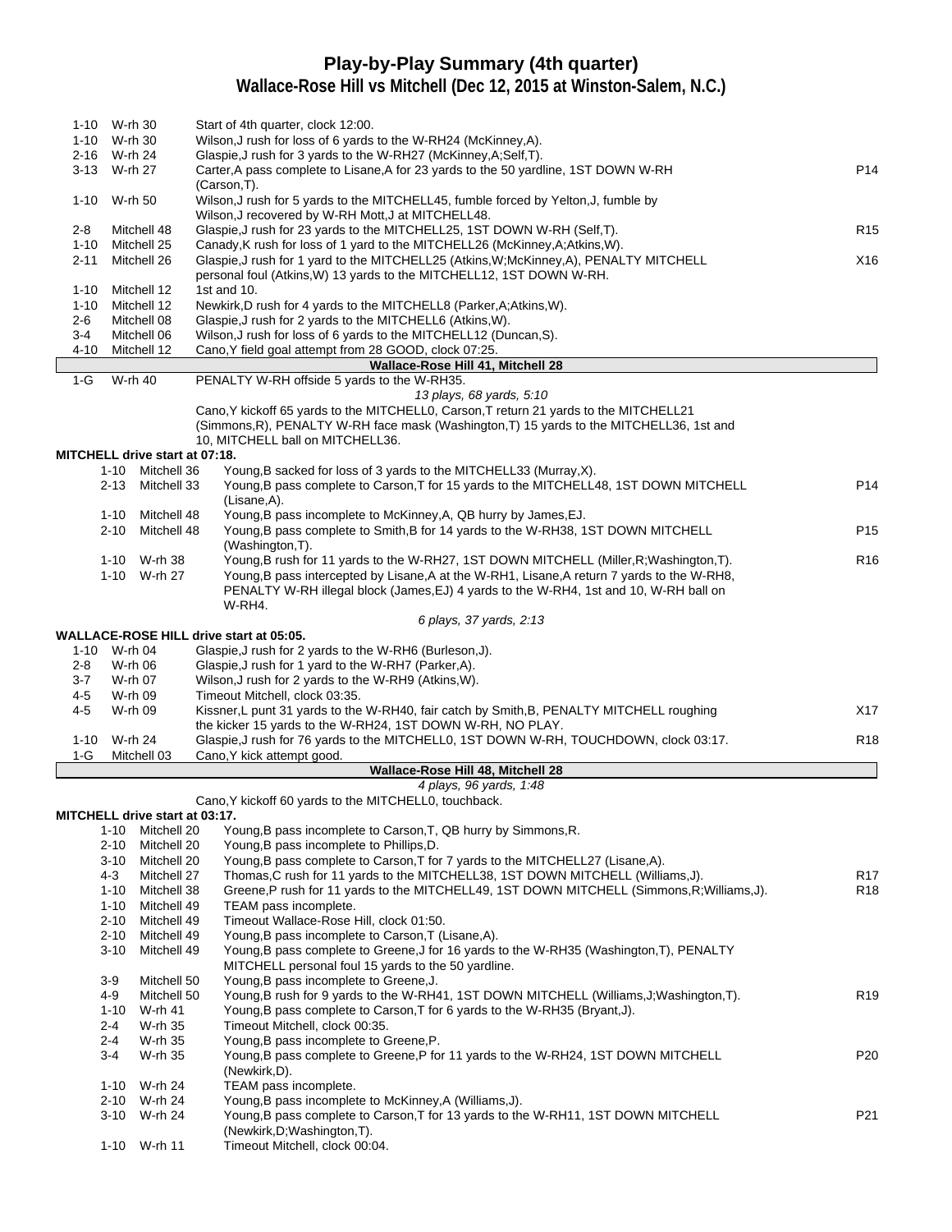# Play-by-Play Summary (4th quarter)

## Wallace-Rose Hill vs Mitchell (Dec 12, 2015 at Winston-Salem, N.C.)

| Down | Spot | Play | |
|---|---|---|---|
| 1-10 | W-rh 30 | Start of 4th quarter, clock 12:00. | |
| 1-10 | W-rh 30 | Wilson,J rush for loss of 6 yards to the W-RH24 (McKinney,A). | |
| 2-16 | W-rh 24 | Glaspie,J rush for 3 yards to the W-RH27 (McKinney,A;Self,T). | |
| 3-13 | W-rh 27 | Carter,A pass complete to Lisane,A for 23 yards to the 50 yardline, 1ST DOWN W-RH (Carson,T). | P14 |
| 1-10 | W-rh 50 | Wilson,J rush for 5 yards to the MITCHELL45, fumble forced by Yelton,J, fumble by Wilson,J recovered by W-RH Mott,J at MITCHELL48. | |
| 2-8 | Mitchell 48 | Glaspie,J rush for 23 yards to the MITCHELL25, 1ST DOWN W-RH (Self,T). | R15 |
| 1-10 | Mitchell 25 | Canady,K rush for loss of 1 yard to the MITCHELL26 (McKinney,A;Atkins,W). | |
| 2-11 | Mitchell 26 | Glaspie,J rush for 1 yard to the MITCHELL25 (Atkins,W;McKinney,A), PENALTY MITCHELL personal foul (Atkins,W) 13 yards to the MITCHELL12, 1ST DOWN W-RH. | X16 |
| 1-10 | Mitchell 12 | 1st and 10. | |
| 1-10 | Mitchell 12 | Newkirk,D rush for 4 yards to the MITCHELL8 (Parker,A;Atkins,W). | |
| 2-6 | Mitchell 08 | Glaspie,J rush for 2 yards to the MITCHELL6 (Atkins,W). | |
| 3-4 | Mitchell 06 | Wilson,J rush for loss of 6 yards to the MITCHELL12 (Duncan,S). | |
| 4-10 | Mitchell 12 | Cano,Y field goal attempt from 28 GOOD, clock 07:25. | |

**Wallace-Rose Hill 41, Mitchell 28**

| Down | Spot | Play | |
|---|---|---|---|
| 1-G | W-rh 40 | PENALTY W-RH offside 5 yards to the W-RH35. | |

*13 plays, 68 yards, 5:10*

Cano,Y kickoff 65 yards to the MITCHELL0, Carson,T return 21 yards to the MITCHELL21 (Simmons,R), PENALTY W-RH face mask (Washington,T) 15 yards to the MITCHELL36, 1st and 10, MITCHELL ball on MITCHELL36.

**MITCHELL drive start at 07:18.**

| Down | Spot | Play | |
|---|---|---|---|
| 1-10 | Mitchell 36 | Young,B sacked for loss of 3 yards to the MITCHELL33 (Murray,X). | |
| 2-13 | Mitchell 33 | Young,B pass complete to Carson,T for 15 yards to the MITCHELL48, 1ST DOWN MITCHELL (Lisane,A). | P14 |
| 1-10 | Mitchell 48 | Young,B pass incomplete to McKinney,A, QB hurry by James,EJ. | |
| 2-10 | Mitchell 48 | Young,B pass complete to Smith,B for 14 yards to the W-RH38, 1ST DOWN MITCHELL (Washington,T). | P15 |
| 1-10 | W-rh 38 | Young,B rush for 11 yards to the W-RH27, 1ST DOWN MITCHELL (Miller,R;Washington,T). | R16 |
| 1-10 | W-rh 27 | Young,B pass intercepted by Lisane,A at the W-RH1, Lisane,A return 7 yards to the W-RH8, PENALTY W-RH illegal block (James,EJ) 4 yards to the W-RH4, 1st and 10, W-RH ball on W-RH4. | |

*6 plays, 37 yards, 2:13*

**WALLACE-ROSE HILL drive start at 05:05.**

| Down | Spot | Play | |
|---|---|---|---|
| 1-10 | W-rh 04 | Glaspie,J rush for 2 yards to the W-RH6 (Burleson,J). | |
| 2-8 | W-rh 06 | Glaspie,J rush for 1 yard to the W-RH7 (Parker,A). | |
| 3-7 | W-rh 07 | Wilson,J rush for 2 yards to the W-RH9 (Atkins,W). | |
| 4-5 | W-rh 09 | Timeout Mitchell, clock 03:35. | |
| 4-5 | W-rh 09 | Kissner,L punt 31 yards to the W-RH40, fair catch by Smith,B, PENALTY MITCHELL roughing the kicker 15 yards to the W-RH24, 1ST DOWN W-RH, NO PLAY. | X17 |
| 1-10 | W-rh 24 | Glaspie,J rush for 76 yards to the MITCHELL0, 1ST DOWN W-RH, TOUCHDOWN, clock 03:17. | R18 |
| 1-G | Mitchell 03 | Cano,Y kick attempt good. | |

**Wallace-Rose Hill 48, Mitchell 28**

*4 plays, 96 yards, 1:48*

Cano,Y kickoff 60 yards to the MITCHELL0, touchback.

**MITCHELL drive start at 03:17.**

| Down | Spot | Play | |
|---|---|---|---|
| 1-10 | Mitchell 20 | Young,B pass incomplete to Carson,T, QB hurry by Simmons,R. | |
| 2-10 | Mitchell 20 | Young,B pass incomplete to Phillips,D. | |
| 3-10 | Mitchell 20 | Young,B pass complete to Carson,T for 7 yards to the MITCHELL27 (Lisane,A). | |
| 4-3 | Mitchell 27 | Thomas,C rush for 11 yards to the MITCHELL38, 1ST DOWN MITCHELL (Williams,J). | R17 |
| 1-10 | Mitchell 38 | Greene,P rush for 11 yards to the MITCHELL49, 1ST DOWN MITCHELL (Simmons,R;Williams,J). | R18 |
| 1-10 | Mitchell 49 | TEAM pass incomplete. | |
| 2-10 | Mitchell 49 | Timeout Wallace-Rose Hill, clock 01:50. | |
| 2-10 | Mitchell 49 | Young,B pass incomplete to Carson,T (Lisane,A). | |
| 3-10 | Mitchell 49 | Young,B pass complete to Greene,J for 16 yards to the W-RH35 (Washington,T), PENALTY MITCHELL personal foul 15 yards to the 50 yardline. | |
| 3-9 | Mitchell 50 | Young,B pass incomplete to Greene,J. | |
| 4-9 | Mitchell 50 | Young,B rush for 9 yards to the W-RH41, 1ST DOWN MITCHELL (Williams,J;Washington,T). | R19 |
| 1-10 | W-rh 41 | Young,B pass complete to Carson,T for 6 yards to the W-RH35 (Bryant,J). | |
| 2-4 | W-rh 35 | Timeout Mitchell, clock 00:35. | |
| 2-4 | W-rh 35 | Young,B pass incomplete to Greene,P. | |
| 3-4 | W-rh 35 | Young,B pass complete to Greene,P for 11 yards to the W-RH24, 1ST DOWN MITCHELL (Newkirk,D). | P20 |
| 1-10 | W-rh 24 | TEAM pass incomplete. | |
| 2-10 | W-rh 24 | Young,B pass incomplete to McKinney,A (Williams,J). | |
| 3-10 | W-rh 24 | Young,B pass complete to Carson,T for 13 yards to the W-RH11, 1ST DOWN MITCHELL (Newkirk,D;Washington,T). | P21 |
| 1-10 | W-rh 11 | Timeout Mitchell, clock 00:04. | |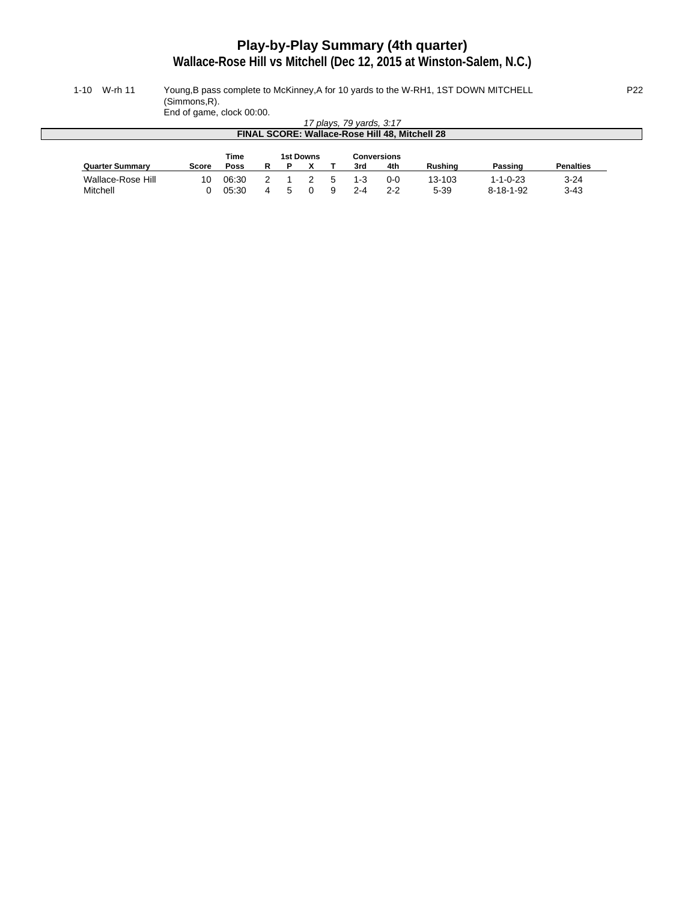# Play-by-Play Summary (4th quarter)

## Wallace-Rose Hill vs Mitchell (Dec 12, 2015 at Winston-Salem, N.C.)

| | | | |
|---|---|---|---|
| 1-10 | W-rh 11 | Young,B pass complete to McKinney,A for 10 yards to the W-RH1, 1ST DOWN MITCHELL (Simmons,R).<br>End of game, clock 00:00. | P22 |

*17 plays, 79 yards, 3:17*

**FINAL SCORE: Wallace-Rose Hill 48, Mitchell 28**

| Quarter Summary | Score | Time Poss | 1st Downs R | P | X | T | Conversions 3rd | 4th | Rushing | Passing | Penalties |
|---|---|---|---|---|---|---|---|---|---|---|---|
| Wallace-Rose Hill | 10 | 06:30 | 2 | 1 | 2 | 5 | 1-3 | 0-0 | 13-103 | 1-1-0-23 | 3-24 |
| Mitchell | 0 | 05:30 | 4 | 5 | 0 | 9 | 2-4 | 2-2 | 5-39 | 8-18-1-92 | 3-43 |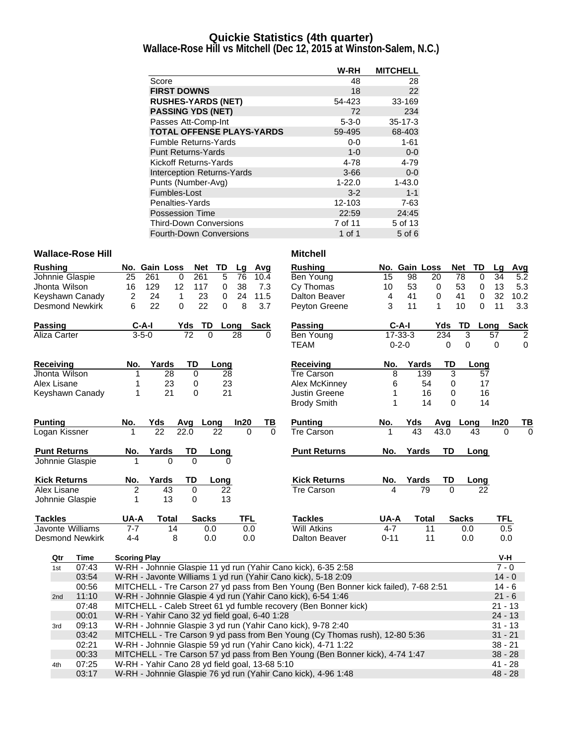# Quickie Statistics (4th quarter)
## Wallace-Rose Hill vs Mitchell (Dec 12, 2015 at Winston-Salem, N.C.)

| | W-RH | MITCHELL |
|---|---|---|
| Score | 48 | 28 |
| **FIRST DOWNS** | 18 | 22 |
| **RUSHES-YARDS (NET)** | 54-423 | 33-169 |
| **PASSING YDS (NET)** | 72 | 234 |
| Passes Att-Comp-Int | 5-3-0 | 35-17-3 |
| **TOTAL OFFENSE PLAYS-YARDS** | 59-495 | 68-403 |
| Fumble Returns-Yards | 0-0 | 1-61 |
| Punt Returns-Yards | 1-0 | 0-0 |
| Kickoff Returns-Yards | 4-78 | 4-79 |
| Interception Returns-Yards | 3-66 | 0-0 |
| Punts (Number-Avg) | 1-22.0 | 1-43.0 |
| Fumbles-Lost | 3-2 | 1-1 |
| Penalties-Yards | 12-103 | 7-63 |
| Possession Time | 22:59 | 24:45 |
| Third-Down Conversions | 7 of 11 | 5 of 13 |
| Fourth-Down Conversions | 1 of 1 | 5 of 6 |

### Wallace-Rose Hill

| Rushing | No. | Gain | Loss | Net | TD | Lg | Avg |
|---|---|---|---|---|---|---|---|
| Johnnie Glaspie | 25 | 261 | 0 | 261 | 5 | 76 | 10.4 |
| Jhonta Wilson | 16 | 129 | 12 | 117 | 0 | 38 | 7.3 |
| Keyshawn Canady | 2 | 24 | 1 | 23 | 0 | 24 | 11.5 |
| Desmond Newkirk | 6 | 22 | 0 | 22 | 0 | 8 | 3.7 |

| Passing | C-A-I | Yds | TD | Long | Sack |
|---|---|---|---|---|---|
| Aliza Carter | 3-5-0 | 72 | 0 | 28 | 0 |

| Receiving | No. | Yards | TD | Long |
|---|---|---|---|---|
| Jhonta Wilson | 1 | 28 | 0 | 28 |
| Alex Lisane | 1 | 23 | 0 | 23 |
| Keyshawn Canady | 1 | 21 | 0 | 21 |

| Punting | No. | Yds | Avg | Long | In20 | TB |
|---|---|---|---|---|---|---|
| Logan Kissner | 1 | 22 | 22.0 | 22 | 0 | 0 |

| Punt Returns | No. | Yards | TD | Long |
|---|---|---|---|---|
| Johnnie Glaspie | 1 | 0 | 0 | 0 |

| Kick Returns | No. | Yards | TD | Long |
|---|---|---|---|---|
| Alex Lisane | 2 | 43 | 0 | 22 |
| Johnnie Glaspie | 1 | 13 | 0 | 13 |

| Tackles | UA-A | Total | Sacks | TFL |
|---|---|---|---|---|
| Javonte Williams | 7-7 | 14 | 0.0 | 0.0 |
| Desmond Newkirk | 4-4 | 8 | 0.0 | 0.0 |

### Mitchell

| Rushing | No. | Gain | Loss | Net | TD | Lg | Avg |
|---|---|---|---|---|---|---|---|
| Ben Young | 15 | 98 | 20 | 78 | 0 | 34 | 5.2 |
| Cy Thomas | 10 | 53 | 0 | 53 | 0 | 13 | 5.3 |
| Dalton Beaver | 4 | 41 | 0 | 41 | 0 | 32 | 10.2 |
| Peyton Greene | 3 | 11 | 1 | 10 | 0 | 11 | 3.3 |

| Passing | C-A-I | Yds | TD | Long | Sack |
|---|---|---|---|---|---|
| Ben Young | 17-33-3 | 234 | 3 | 57 | 2 |
| TEAM | 0-2-0 | 0 | 0 | 0 | 0 |

| Receiving | No. | Yards | TD | Long |
|---|---|---|---|---|
| Tre Carson | 8 | 139 | 3 | 57 |
| Alex McKinney | 6 | 54 | 0 | 17 |
| Justin Greene | 1 | 16 | 0 | 16 |
| Brody Smith | 1 | 14 | 0 | 14 |

| Punting | No. | Yds | Avg | Long | In20 | TB |
|---|---|---|---|---|---|---|
| Tre Carson | 1 | 43 | 43.0 | 43 | 0 | 0 |

| Punt Returns | No. | Yards | TD | Long |
|---|---|---|---|---|

| Kick Returns | No. | Yards | TD | Long |
|---|---|---|---|---|
| Tre Carson | 4 | 79 | 0 | 22 |

| Tackles | UA-A | Total | Sacks | TFL |
|---|---|---|---|---|
| Will Atkins | 4-7 | 11 | 0.0 | 0.5 |
| Dalton Beaver | 0-11 | 11 | 0.0 | 0.0 |

| Qtr | Time | Scoring Play | V-H |
|---|---|---|---|
| 1st | 07:43 | W-RH - Johnnie Glaspie 11 yd run (Yahir Cano kick), 6-35 2:58 | 7 - 0 |
| | 03:54 | W-RH - Javonte Williams 1 yd run (Yahir Cano kick), 5-18 2:09 | 14 - 0 |
| | 00:56 | MITCHELL - Tre Carson 27 yd pass from Ben Young (Ben Bonner kick failed), 7-68 2:51 | 14 - 6 |
| 2nd | 11:10 | W-RH - Johnnie Glaspie 4 yd run (Yahir Cano kick), 6-54 1:46 | 21 - 6 |
| | 07:48 | MITCHELL - Caleb Street 61 yd fumble recovery (Ben Bonner kick) | 21 - 13 |
| | 00:01 | W-RH - Yahir Cano 32 yd field goal, 6-40 1:28 | 24 - 13 |
| 3rd | 09:13 | W-RH - Johnnie Glaspie 3 yd run (Yahir Cano kick), 9-78 2:40 | 31 - 13 |
| | 03:42 | MITCHELL - Tre Carson 9 yd pass from Ben Young (Cy Thomas rush), 12-80 5:36 | 31 - 21 |
| | 02:21 | W-RH - Johnnie Glaspie 59 yd run (Yahir Cano kick), 4-71 1:22 | 38 - 21 |
| | 00:33 | MITCHELL - Tre Carson 57 yd pass from Ben Young (Ben Bonner kick), 4-74 1:47 | 38 - 28 |
| 4th | 07:25 | W-RH - Yahir Cano 28 yd field goal, 13-68 5:10 | 41 - 28 |
| | 03:17 | W-RH - Johnnie Glaspie 76 yd run (Yahir Cano kick), 4-96 1:48 | 48 - 28 |